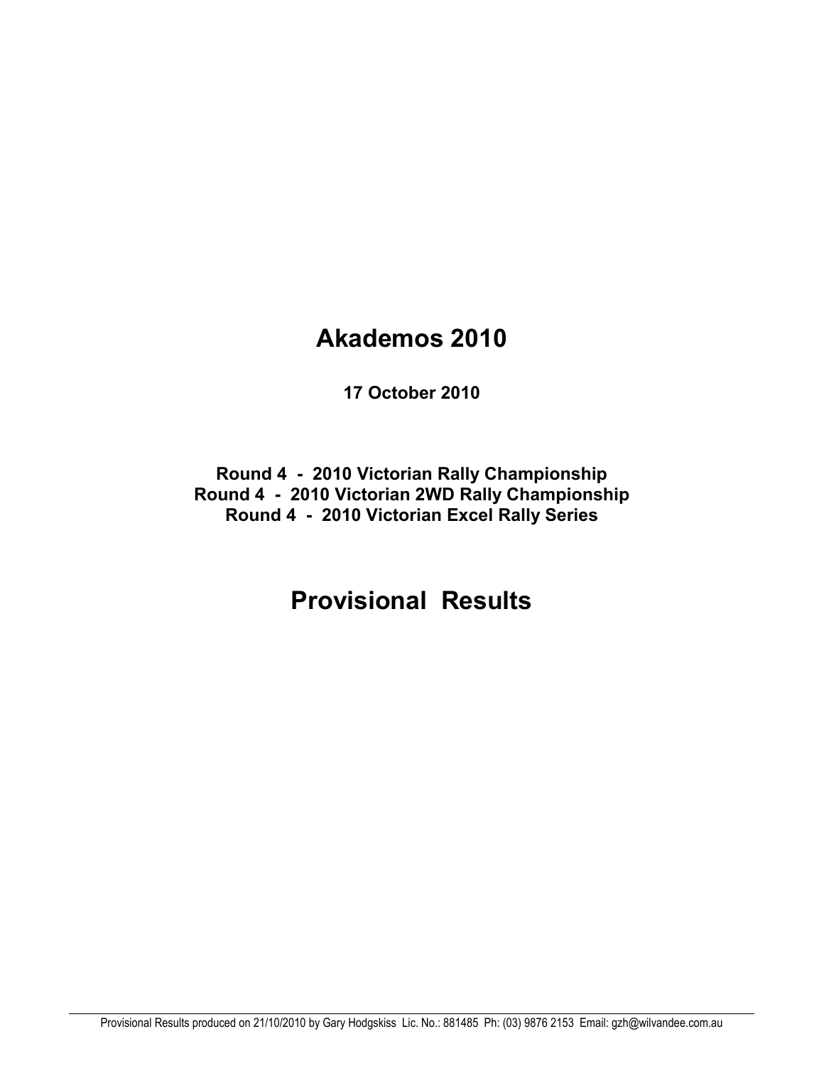# Akademos 2010

**17 October 2010**

**Round 4 - 2010 Victorian Rally Championship**
**Round 4 - 2010 Victorian 2WD Rally Championship**
**Round 4 - 2010 Victorian Excel Rally Series**

# Provisional Results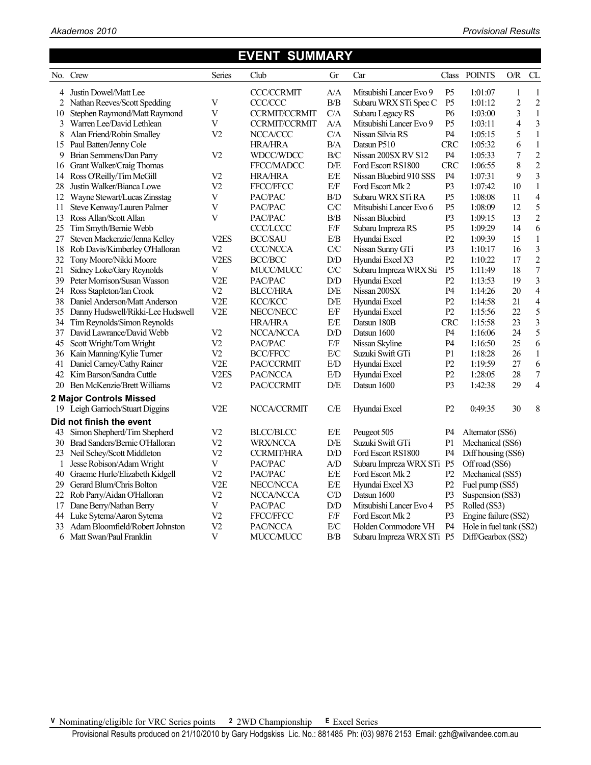# EVENT SUMMARY

| No. | Crew | Series | Club | Gr | Car | Class | POINTS | O/R | CL |
|---|---|---|---|---|---|---|---|---|---|
| 4 | Justin Dowel/Matt Lee | | CCC/CCRMIT | A/A | Mitsubishi Lancer Evo 9 | P5 | 1:01:07 | 1 | 1 |
| 2 | Nathan Reeves/Scott Spedding | V | CCC/CCC | B/B | Subaru WRX STi Spec C | P5 | 1:01:12 | 2 | 2 |
| 10 | Stephen Raymond/Matt Raymond | V | CCRMIT/CCRMIT | C/A | Subaru Legacy RS | P6 | 1:03:00 | 3 | 1 |
| 3 | Warren Lee/David Lethlean | V | CCRMIT/CCRMIT | A/A | Mitsubishi Lancer Evo 9 | P5 | 1:03:11 | 4 | 3 |
| 8 | Alan Friend/Robin Smalley | V2 | NCCA/CCC | C/A | Nissan Silvia RS | P4 | 1:05:15 | 5 | 1 |
| 15 | Paul Batten/Jenny Cole | | HRA/HRA | B/A | Datsun P510 | CRC | 1:05:32 | 6 | 1 |
| 9 | Brian Semmens/Dan Parry | V2 | WDCC/WDCC | B/C | Nissan 200SX RV S12 | P4 | 1:05:33 | 7 | 2 |
| 16 | Grant Walker/Craig Thomas | | FFCC/MADCC | D/E | Ford Escort RS1800 | CRC | 1:06:55 | 8 | 2 |
| 14 | Ross O'Reilly/Tim McGill | V2 | HRA/HRA | E/E | Nissan Bluebird 910 SSS | P4 | 1:07:31 | 9 | 3 |
| 28 | Justin Walker/Bianca Lowe | V2 | FFCC/FFCC | E/F | Ford Escort Mk 2 | P3 | 1:07:42 | 10 | 1 |
| 12 | Wayne Stewart/Lucas Zinsstag | V | PAC/PAC | B/D | Subaru WRX STi RA | P5 | 1:08:08 | 11 | 4 |
| 11 | Steve Kenway/Lauren Palmer | V | PAC/PAC | C/C | Mitsubishi Lancer Evo 6 | P5 | 1:08:09 | 12 | 5 |
| 13 | Ross Allan/Scott Allan | V | PAC/PAC | B/B | Nissan Bluebird | P3 | 1:09:15 | 13 | 2 |
| 25 | Tim Smyth/Bernie Webb | | CCC/LCCC | F/F | Subaru Impreza RS | P5 | 1:09:29 | 14 | 6 |
| 27 | Steven Mackenzie/Jenna Kelley | V2ES | BCC/SAU | E/B | Hyundai Excel | P2 | 1:09:39 | 15 | 1 |
| 18 | Rob Davis/Kimberley O'Halloran | V2 | CCC/NCCA | C/C | Nissan Sunny GTi | P3 | 1:10:17 | 16 | 3 |
| 32 | Tony Moore/Nikki Moore | V2ES | BCC/BCC | D/D | Hyundai Excel X3 | P2 | 1:10:22 | 17 | 2 |
| 21 | Sidney Loke/Gary Reynolds | V | MUCC/MUCC | C/C | Subaru Impreza WRX Sti | P5 | 1:11:49 | 18 | 7 |
| 39 | Peter Morrison/Susan Wasson | V2E | PAC/PAC | D/D | Hyundai Excel | P2 | 1:13:53 | 19 | 3 |
| 24 | Ross Stapleton/Ian Crook | V2 | BLCC/HRA | D/E | Nissan 200SX | P4 | 1:14:26 | 20 | 4 |
| 38 | Daniel Anderson/Matt Anderson | V2E | KCC/KCC | D/E | Hyundai Excel | P2 | 1:14:58 | 21 | 4 |
| 35 | Danny Hudswell/Rikki-Lee Hudswell | V2E | NECC/NECC | E/F | Hyundai Excel | P2 | 1:15:56 | 22 | 5 |
| 34 | Tim Reynolds/Simon Reynolds | | HRA/HRA | E/E | Datsun 180B | CRC | 1:15:58 | 23 | 3 |
| 37 | David Lawrance/David Webb | V2 | NCCA/NCCA | D/D | Datsun 1600 | P4 | 1:16:06 | 24 | 5 |
| 45 | Scott Wright/Tom Wright | V2 | PAC/PAC | F/F | Nissan Skyline | P4 | 1:16:50 | 25 | 6 |
| 36 | Kain Manning/Kylie Turner | V2 | BCC/FFCC | E/C | Suzuki Swift GTi | P1 | 1:18:28 | 26 | 1 |
| 41 | Daniel Carney/Cathy Rainer | V2E | PAC/CCRMIT | E/D | Hyundai Excel | P2 | 1:19:59 | 27 | 6 |
| 42 | Kim Barson/Sandra Cuttle | V2ES | PAC/NCCA | E/D | Hyundai Excel | P2 | 1:28:05 | 28 | 7 |
| 20 | Ben McKenzie/Brett Williams | V2 | PAC/CCRMIT | D/E | Datsun 1600 | P3 | 1:42:38 | 29 | 4 |
| **2 Major Controls Missed** | | | | | | | | | |
| 19 | Leigh Garrioch/Stuart Diggins | V2E | NCCA/CCRMIT | C/E | Hyundai Excel | P2 | 0:49:35 | 30 | 8 |
| **Did not finish the event** | | | | | | | | | |
| 43 | Simon Shepherd/Tim Shepherd | V2 | BLCC/BLCC | E/E | Peugeot 505 | P4 | Alternator (SS6) | | |
| 30 | Brad Sanders/Bernie O'Halloran | V2 | WRX/NCCA | D/E | Suzuki Swift GTi | P1 | Mechanical (SS6) | | |
| 23 | Neil Schey/Scott Middleton | V2 | CCRMIT/HRA | D/D | Ford Escort RS1800 | P4 | Diff housing (SS6) | | |
| 1 | Jesse Robison/Adam Wright | V | PAC/PAC | A/D | Subaru Impreza WRX STi | P5 | Off road (SS6) | | |
| 40 | Graeme Hurle/Elizabeth Kidgell | V2 | PAC/PAC | E/E | Ford Escort Mk 2 | P2 | Mechanical (SS5) | | |
| 29 | Gerard Blum/Chris Bolton | V2E | NECC/NCCA | E/E | Hyundai Excel X3 | P2 | Fuel pump (SS5) | | |
| 22 | Rob Parry/Aidan O'Halloran | V2 | NCCA/NCCA | C/D | Datsun 1600 | P3 | Suspension (SS3) | | |
| 17 | Dane Berry/Nathan Berry | V | PAC/PAC | D/D | Mitsubishi Lancer Evo 4 | P5 | Rolled (SS3) | | |
| 44 | Luke Sytema/Aaron Sytema | V2 | FFCC/FFCC | F/F | Ford Escort Mk 2 | P3 | Engine failure (SS2) | | |
| 33 | Adam Bloomfield/Robert Johnston | V2 | PAC/NCCA | E/C | Holden Commodore VH | P4 | Hole in fuel tank (SS2) | | |
| 6 | Matt Swan/Paul Franklin | V | MUCC/MUCC | B/B | Subaru Impreza WRX STi | P5 | Diff/Gearbox (SS2) | | |

**V** Nominating/eligible for VRC Series points **2** 2WD Championship **E** Excel Series

Provisional Results produced on 21/10/2010 by Gary Hodgskiss Lic. No.: 881485 Ph: (03) 9876 2153 Email: gzh@wilvandee.com.au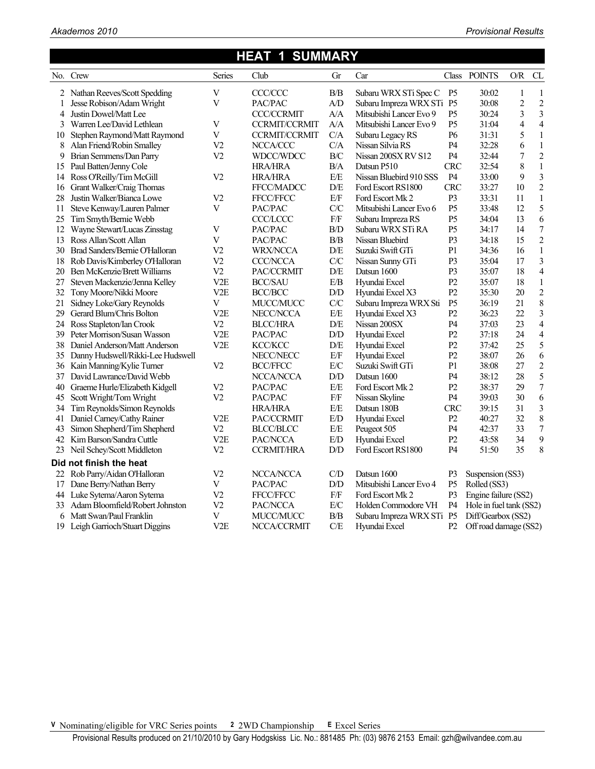# HEAT 1 SUMMARY

| No. | Crew | Series | Club | Gr | Car | Class | POINTS | O/R | CL |
|---|---|---|---|---|---|---|---|---|---|
| 2 | Nathan Reeves/Scott Spedding | V | CCC/CCC | B/B | Subaru WRX STi Spec C | P5 | 30:02 | 1 | 1 |
| 1 | Jesse Robison/Adam Wright | V | PAC/PAC | A/D | Subaru Impreza WRX STi | P5 | 30:08 | 2 | 2 |
| 4 | Justin Dowel/Matt Lee | | CCC/CCRMIT | A/A | Mitsubishi Lancer Evo 9 | P5 | 30:24 | 3 | 3 |
| 3 | Warren Lee/David Lethlean | V | CCRMIT/CCRMIT | A/A | Mitsubishi Lancer Evo 9 | P5 | 31:04 | 4 | 4 |
| 10 | Stephen Raymond/Matt Raymond | V | CCRMIT/CCRMIT | C/A | Subaru Legacy RS | P6 | 31:31 | 5 | 1 |
| 8 | Alan Friend/Robin Smalley | V2 | NCCA/CCC | C/A | Nissan Silvia RS | P4 | 32:28 | 6 | 1 |
| 9 | Brian Semmens/Dan Parry | V2 | WDCC/WDCC | B/C | Nissan 200SX RV S12 | P4 | 32:44 | 7 | 2 |
| 15 | Paul Batten/Jenny Cole | | HRA/HRA | B/A | Datsun P510 | CRC | 32:54 | 8 | 1 |
| 14 | Ross O'Reilly/Tim McGill | V2 | HRA/HRA | E/E | Nissan Bluebird 910 SSS | P4 | 33:00 | 9 | 3 |
| 16 | Grant Walker/Craig Thomas | | FFCC/MADCC | D/E | Ford Escort RS1800 | CRC | 33:27 | 10 | 2 |
| 28 | Justin Walker/Bianca Lowe | V2 | FFCC/FFCC | E/F | Ford Escort Mk 2 | P3 | 33:31 | 11 | 1 |
| 11 | Steve Kenway/Lauren Palmer | V | PAC/PAC | C/C | Mitsubishi Lancer Evo 6 | P5 | 33:48 | 12 | 5 |
| 25 | Tim Smyth/Bernie Webb | | CCC/LCCC | F/F | Subaru Impreza RS | P5 | 34:04 | 13 | 6 |
| 12 | Wayne Stewart/Lucas Zinsstag | V | PAC/PAC | B/D | Subaru WRX STi RA | P5 | 34:17 | 14 | 7 |
| 13 | Ross Allan/Scott Allan | V | PAC/PAC | B/B | Nissan Bluebird | P3 | 34:18 | 15 | 2 |
| 30 | Brad Sanders/Bernie O'Halloran | V2 | WRX/NCCA | D/E | Suzuki Swift GTi | P1 | 34:36 | 16 | 1 |
| 18 | Rob Davis/Kimberley O'Halloran | V2 | CCC/NCCA | C/C | Nissan Sunny GTi | P3 | 35:04 | 17 | 3 |
| 20 | Ben McKenzie/Brett Williams | V2 | PAC/CCRMIT | D/E | Datsun 1600 | P3 | 35:07 | 18 | 4 |
| 27 | Steven Mackenzie/Jenna Kelley | V2E | BCC/SAU | E/B | Hyundai Excel | P2 | 35:07 | 18 | 1 |
| 32 | Tony Moore/Nikki Moore | V2E | BCC/BCC | D/D | Hyundai Excel X3 | P2 | 35:30 | 20 | 2 |
| 21 | Sidney Loke/Gary Reynolds | V | MUCC/MUCC | C/C | Subaru Impreza WRX Sti | P5 | 36:19 | 21 | 8 |
| 29 | Gerard Blum/Chris Bolton | V2E | NECC/NCCA | E/E | Hyundai Excel X3 | P2 | 36:23 | 22 | 3 |
| 24 | Ross Stapleton/Ian Crook | V2 | BLCC/HRA | D/E | Nissan 200SX | P4 | 37:03 | 23 | 4 |
| 39 | Peter Morrison/Susan Wasson | V2E | PAC/PAC | D/D | Hyundai Excel | P2 | 37:18 | 24 | 4 |
| 38 | Daniel Anderson/Matt Anderson | V2E | KCC/KCC | D/E | Hyundai Excel | P2 | 37:42 | 25 | 5 |
| 35 | Danny Hudswell/Rikki-Lee Hudswell | | NECC/NECC | E/F | Hyundai Excel | P2 | 38:07 | 26 | 6 |
| 36 | Kain Manning/Kylie Turner | V2 | BCC/FFCC | E/C | Suzuki Swift GTi | P1 | 38:08 | 27 | 2 |
| 37 | David Lawrance/David Webb | | NCCA/NCCA | D/D | Datsun 1600 | P4 | 38:12 | 28 | 5 |
| 40 | Graeme Hurle/Elizabeth Kidgell | V2 | PAC/PAC | E/E | Ford Escort Mk 2 | P2 | 38:37 | 29 | 7 |
| 45 | Scott Wright/Tom Wright | V2 | PAC/PAC | F/F | Nissan Skyline | P4 | 39:03 | 30 | 6 |
| 34 | Tim Reynolds/Simon Reynolds | | HRA/HRA | E/E | Datsun 180B | CRC | 39:15 | 31 | 3 |
| 41 | Daniel Carney/Cathy Rainer | V2E | PAC/CCRMIT | E/D | Hyundai Excel | P2 | 40:27 | 32 | 8 |
| 43 | Simon Shepherd/Tim Shepherd | V2 | BLCC/BLCC | E/E | Peugeot 505 | P4 | 42:37 | 33 | 7 |
| 42 | Kim Barson/Sandra Cuttle | V2E | PAC/NCCA | E/D | Hyundai Excel | P2 | 43:58 | 34 | 9 |
| 23 | Neil Schey/Scott Middleton | V2 | CCRMIT/HRA | D/D | Ford Escort RS1800 | P4 | 51:50 | 35 | 8 |

**Did not finish the heat**

| No. | Crew | Series | Club | Gr | Car | Class | Reason |
|---|---|---|---|---|---|---|---|
| 22 | Rob Parry/Aidan O'Halloran | V2 | NCCA/NCCA | C/D | Datsun 1600 | P3 | Suspension (SS3) |
| 17 | Dane Berry/Nathan Berry | V | PAC/PAC | D/D | Mitsubishi Lancer Evo 4 | P5 | Rolled (SS3) |
| 44 | Luke Sytema/Aaron Sytema | V2 | FFCC/FFCC | F/F | Ford Escort Mk 2 | P3 | Engine failure (SS2) |
| 33 | Adam Bloomfield/Robert Johnston | V2 | PAC/NCCA | E/C | Holden Commodore VH | P4 | Hole in fuel tank (SS2) |
| 6 | Matt Swan/Paul Franklin | V | MUCC/MUCC | B/B | Subaru Impreza WRX STi | P5 | Diff/Gearbox (SS2) |
| 19 | Leigh Garrioch/Stuart Diggins | V2E | NCCA/CCRMIT | C/E | Hyundai Excel | P2 | Off road damage (SS2) |

**V** Nominating/eligible for VRC Series points **2** 2WD Championship **E** Excel Series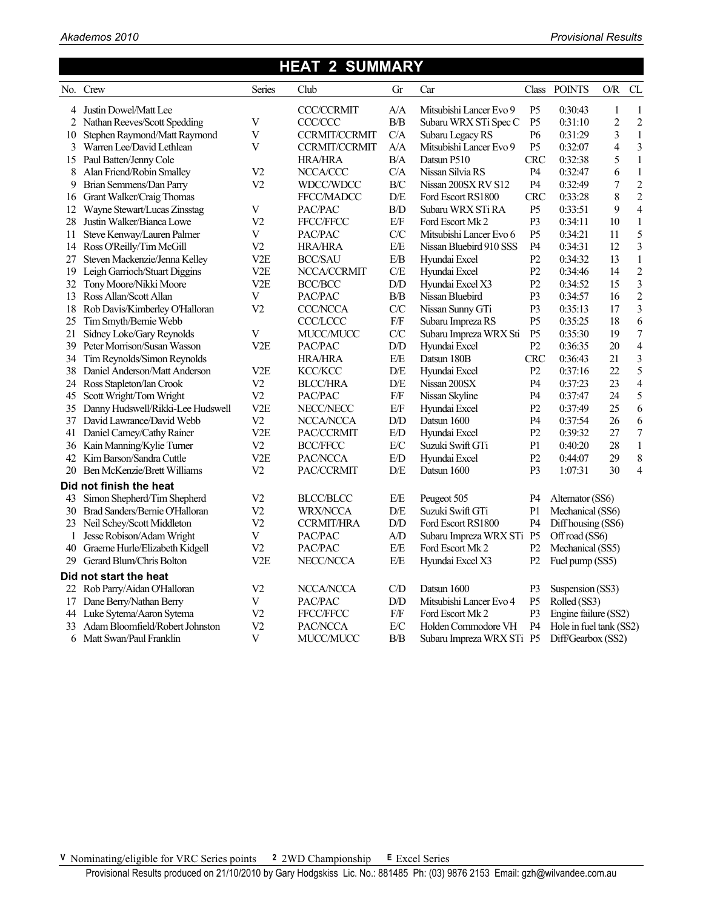# HEAT 2 SUMMARY

| No. | Crew | Series | Club | Gr | Car | Class | POINTS | O/R | CL |
|---|---|---|---|---|---|---|---|---|---|
| 4 | Justin Dowel/Matt Lee | | CCC/CCRMIT | A/A | Mitsubishi Lancer Evo 9 | P5 | 0:30:43 | 1 | 1 |
| 2 | Nathan Reeves/Scott Spedding | V | CCC/CCC | B/B | Subaru WRX STi Spec C | P5 | 0:31:10 | 2 | 2 |
| 10 | Stephen Raymond/Matt Raymond | V | CCRMIT/CCRMIT | C/A | Subaru Legacy RS | P6 | 0:31:29 | 3 | 1 |
| 3 | Warren Lee/David Lethlean | V | CCRMIT/CCRMIT | A/A | Mitsubishi Lancer Evo 9 | P5 | 0:32:07 | 4 | 3 |
| 15 | Paul Batten/Jenny Cole | | HRA/HRA | B/A | Datsun P510 | CRC | 0:32:38 | 5 | 1 |
| 8 | Alan Friend/Robin Smalley | V2 | NCCA/CCC | C/A | Nissan Silvia RS | P4 | 0:32:47 | 6 | 1 |
| 9 | Brian Semmens/Dan Parry | V2 | WDCC/WDCC | B/C | Nissan 200SX RV S12 | P4 | 0:32:49 | 7 | 2 |
| 16 | Grant Walker/Craig Thomas | | FFCC/MADCC | D/E | Ford Escort RS1800 | CRC | 0:33:28 | 8 | 2 |
| 12 | Wayne Stewart/Lucas Zinsstag | V | PAC/PAC | B/D | Subaru WRX STi RA | P5 | 0:33:51 | 9 | 4 |
| 28 | Justin Walker/Bianca Lowe | V2 | FFCC/FFCC | E/F | Ford Escort Mk 2 | P3 | 0:34:11 | 10 | 1 |
| 11 | Steve Kenway/Lauren Palmer | V | PAC/PAC | C/C | Mitsubishi Lancer Evo 6 | P5 | 0:34:21 | 11 | 5 |
| 14 | Ross O'Reilly/Tim McGill | V2 | HRA/HRA | E/E | Nissan Bluebird 910 SSS | P4 | 0:34:31 | 12 | 3 |
| 27 | Steven Mackenzie/Jenna Kelley | V2E | BCC/SAU | E/B | Hyundai Excel | P2 | 0:34:32 | 13 | 1 |
| 19 | Leigh Garrioch/Stuart Diggins | V2E | NCCA/CCRMIT | C/E | Hyundai Excel | P2 | 0:34:46 | 14 | 2 |
| 32 | Tony Moore/Nikki Moore | V2E | BCC/BCC | D/D | Hyundai Excel X3 | P2 | 0:34:52 | 15 | 3 |
| 13 | Ross Allan/Scott Allan | V | PAC/PAC | B/B | Nissan Bluebird | P3 | 0:34:57 | 16 | 2 |
| 18 | Rob Davis/Kimberley O'Halloran | V2 | CCC/NCCA | C/C | Nissan Sunny GTi | P3 | 0:35:13 | 17 | 3 |
| 25 | Tim Smyth/Bernie Webb | | CCC/LCCC | F/F | Subaru Impreza RS | P5 | 0:35:25 | 18 | 6 |
| 21 | Sidney Loke/Gary Reynolds | V | MUCC/MUCC | C/C | Subaru Impreza WRX Sti | P5 | 0:35:30 | 19 | 7 |
| 39 | Peter Morrison/Susan Wasson | V2E | PAC/PAC | D/D | Hyundai Excel | P2 | 0:36:35 | 20 | 4 |
| 34 | Tim Reynolds/Simon Reynolds | | HRA/HRA | E/E | Datsun 180B | CRC | 0:36:43 | 21 | 3 |
| 38 | Daniel Anderson/Matt Anderson | V2E | KCC/KCC | D/E | Hyundai Excel | P2 | 0:37:16 | 22 | 5 |
| 24 | Ross Stapleton/Ian Crook | V2 | BLCC/HRA | D/E | Nissan 200SX | P4 | 0:37:23 | 23 | 4 |
| 45 | Scott Wright/Tom Wright | V2 | PAC/PAC | F/F | Nissan Skyline | P4 | 0:37:47 | 24 | 5 |
| 35 | Danny Hudswell/Rikki-Lee Hudswell | V2E | NECC/NECC | E/F | Hyundai Excel | P2 | 0:37:49 | 25 | 6 |
| 37 | David Lawrance/David Webb | V2 | NCCA/NCCA | D/D | Datsun 1600 | P4 | 0:37:54 | 26 | 6 |
| 41 | Daniel Carney/Cathy Rainer | V2E | PAC/CCRMIT | E/D | Hyundai Excel | P2 | 0:39:32 | 27 | 7 |
| 36 | Kain Manning/Kylie Turner | V2 | BCC/FFCC | E/C | Suzuki Swift GTi | P1 | 0:40:20 | 28 | 1 |
| 42 | Kim Barson/Sandra Cuttle | V2E | PAC/NCCA | E/D | Hyundai Excel | P2 | 0:44:07 | 29 | 8 |
| 20 | Ben McKenzie/Brett Williams | V2 | PAC/CCRMIT | D/E | Datsun 1600 | P3 | 1:07:31 | 30 | 4 |

### Did not finish the heat

| No. | Crew | Series | Club | Gr | Car | Class | Reason |
|---|---|---|---|---|---|---|---|
| 43 | Simon Shepherd/Tim Shepherd | V2 | BLCC/BLCC | E/E | Peugeot 505 | P4 | Alternator (SS6) |
| 30 | Brad Sanders/Bernie O'Halloran | V2 | WRX/NCCA | D/E | Suzuki Swift GTi | P1 | Mechanical (SS6) |
| 23 | Neil Schey/Scott Middleton | V2 | CCRMIT/HRA | D/D | Ford Escort RS1800 | P4 | Diff housing (SS6) |
| 1 | Jesse Robison/Adam Wright | V | PAC/PAC | A/D | Subaru Impreza WRX STi | P5 | Off road (SS6) |
| 40 | Graeme Hurle/Elizabeth Kidgell | V2 | PAC/PAC | E/E | Ford Escort Mk 2 | P2 | Mechanical (SS5) |
| 29 | Gerard Blum/Chris Bolton | V2E | NECC/NCCA | E/E | Hyundai Excel X3 | P2 | Fuel pump (SS5) |

### Did not start the heat

| No. | Crew | Series | Club | Gr | Car | Class | Reason |
|---|---|---|---|---|---|---|---|
| 22 | Rob Parry/Aidan O'Halloran | V2 | NCCA/NCCA | C/D | Datsun 1600 | P3 | Suspension (SS3) |
| 17 | Dane Berry/Nathan Berry | V | PAC/PAC | D/D | Mitsubishi Lancer Evo 4 | P5 | Rolled (SS3) |
| 44 | Luke Sytema/Aaron Sytema | V2 | FFCC/FFCC | F/F | Ford Escort Mk 2 | P3 | Engine failure (SS2) |
| 33 | Adam Bloomfield/Robert Johnston | V2 | PAC/NCCA | E/C | Holden Commodore VH | P4 | Hole in fuel tank (SS2) |
| 6 | Matt Swan/Paul Franklin | V | MUCC/MUCC | B/B | Subaru Impreza WRX STi | P5 | Diff/Gearbox (SS2) |

**V** Nominating/eligible for VRC Series points **2** 2WD Championship **E** Excel Series

Provisional Results produced on 21/10/2010 by Gary Hodgskiss Lic. No.: 881485 Ph: (03) 9876 2153 Email: gzh@wilvandee.com.au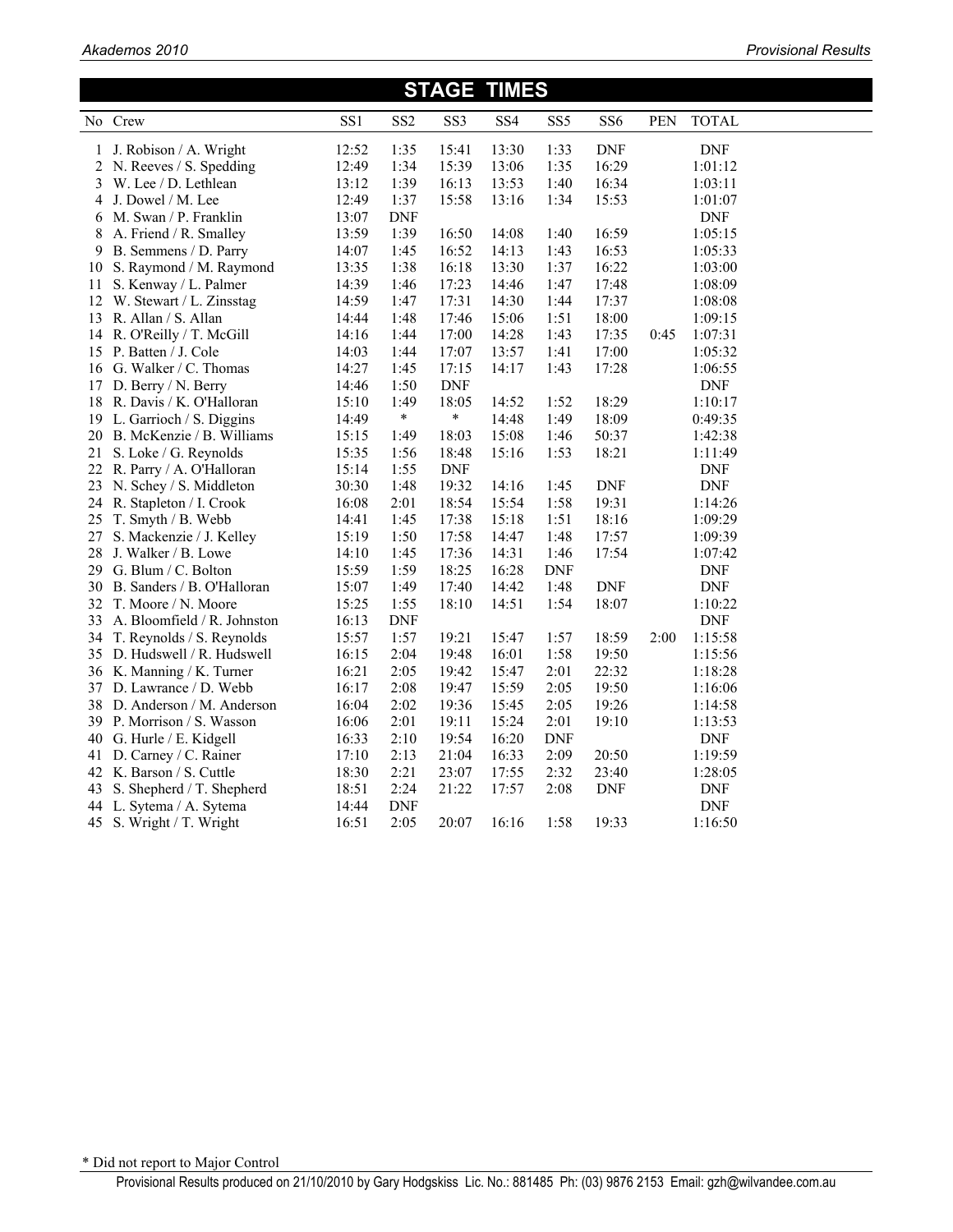## STAGE TIMES

| No | Crew | SS1 | SS2 | SS3 | SS4 | SS5 | SS6 | PEN | TOTAL |
|---|---|---|---|---|---|---|---|---|---|
| 1 | J. Robison / A. Wright | 12:52 | 1:35 | 15:41 | 13:30 | 1:33 | DNF | | DNF |
| 2 | N. Reeves / S. Spedding | 12:49 | 1:34 | 15:39 | 13:06 | 1:35 | 16:29 | | 1:01:12 |
| 3 | W. Lee / D. Lethlean | 13:12 | 1:39 | 16:13 | 13:53 | 1:40 | 16:34 | | 1:03:11 |
| 4 | J. Dowel / M. Lee | 12:49 | 1:37 | 15:58 | 13:16 | 1:34 | 15:53 | | 1:01:07 |
| 6 | M. Swan / P. Franklin | 13:07 | DNF | | | | | | DNF |
| 8 | A. Friend / R. Smalley | 13:59 | 1:39 | 16:50 | 14:08 | 1:40 | 16:59 | | 1:05:15 |
| 9 | B. Semmens / D. Parry | 14:07 | 1:45 | 16:52 | 14:13 | 1:43 | 16:53 | | 1:05:33 |
| 10 | S. Raymond / M. Raymond | 13:35 | 1:38 | 16:18 | 13:30 | 1:37 | 16:22 | | 1:03:00 |
| 11 | S. Kenway / L. Palmer | 14:39 | 1:46 | 17:23 | 14:46 | 1:47 | 17:48 | | 1:08:09 |
| 12 | W. Stewart / L. Zinsstag | 14:59 | 1:47 | 17:31 | 14:30 | 1:44 | 17:37 | | 1:08:08 |
| 13 | R. Allan / S. Allan | 14:44 | 1:48 | 17:46 | 15:06 | 1:51 | 18:00 | | 1:09:15 |
| 14 | R. O'Reilly / T. McGill | 14:16 | 1:44 | 17:00 | 14:28 | 1:43 | 17:35 | 0:45 | 1:07:31 |
| 15 | P. Batten / J. Cole | 14:03 | 1:44 | 17:07 | 13:57 | 1:41 | 17:00 | | 1:05:32 |
| 16 | G. Walker / C. Thomas | 14:27 | 1:45 | 17:15 | 14:17 | 1:43 | 17:28 | | 1:06:55 |
| 17 | D. Berry / N. Berry | 14:46 | 1:50 | DNF | | | | | DNF |
| 18 | R. Davis / K. O'Halloran | 15:10 | 1:49 | 18:05 | 14:52 | 1:52 | 18:29 | | 1:10:17 |
| 19 | L. Garrioch / S. Diggins | 14:49 | * | * | 14:48 | 1:49 | 18:09 | | 0:49:35 |
| 20 | B. McKenzie / B. Williams | 15:15 | 1:49 | 18:03 | 15:08 | 1:46 | 50:37 | | 1:42:38 |
| 21 | S. Loke / G. Reynolds | 15:35 | 1:56 | 18:48 | 15:16 | 1:53 | 18:21 | | 1:11:49 |
| 22 | R. Parry / A. O'Halloran | 15:14 | 1:55 | DNF | | | | | DNF |
| 23 | N. Schey / S. Middleton | 30:30 | 1:48 | 19:32 | 14:16 | 1:45 | DNF | | DNF |
| 24 | R. Stapleton / I. Crook | 16:08 | 2:01 | 18:54 | 15:54 | 1:58 | 19:31 | | 1:14:26 |
| 25 | T. Smyth / B. Webb | 14:41 | 1:45 | 17:38 | 15:18 | 1:51 | 18:16 | | 1:09:29 |
| 27 | S. Mackenzie / J. Kelley | 15:19 | 1:50 | 17:58 | 14:47 | 1:48 | 17:57 | | 1:09:39 |
| 28 | J. Walker / B. Lowe | 14:10 | 1:45 | 17:36 | 14:31 | 1:46 | 17:54 | | 1:07:42 |
| 29 | G. Blum / C. Bolton | 15:59 | 1:59 | 18:25 | 16:28 | DNF | | | DNF |
| 30 | B. Sanders / B. O'Halloran | 15:07 | 1:49 | 17:40 | 14:42 | 1:48 | DNF | | DNF |
| 32 | T. Moore / N. Moore | 15:25 | 1:55 | 18:10 | 14:51 | 1:54 | 18:07 | | 1:10:22 |
| 33 | A. Bloomfield / R. Johnston | 16:13 | DNF | | | | | | DNF |
| 34 | T. Reynolds / S. Reynolds | 15:57 | 1:57 | 19:21 | 15:47 | 1:57 | 18:59 | 2:00 | 1:15:58 |
| 35 | D. Hudswell / R. Hudswell | 16:15 | 2:04 | 19:48 | 16:01 | 1:58 | 19:50 | | 1:15:56 |
| 36 | K. Manning / K. Turner | 16:21 | 2:05 | 19:42 | 15:47 | 2:01 | 22:32 | | 1:18:28 |
| 37 | D. Lawrance / D. Webb | 16:17 | 2:08 | 19:47 | 15:59 | 2:05 | 19:50 | | 1:16:06 |
| 38 | D. Anderson / M. Anderson | 16:04 | 2:02 | 19:36 | 15:45 | 2:05 | 19:26 | | 1:14:58 |
| 39 | P. Morrison / S. Wasson | 16:06 | 2:01 | 19:11 | 15:24 | 2:01 | 19:10 | | 1:13:53 |
| 40 | G. Hurle / E. Kidgell | 16:33 | 2:10 | 19:54 | 16:20 | DNF | | | DNF |
| 41 | D. Carney / C. Rainer | 17:10 | 2:13 | 21:04 | 16:33 | 2:09 | 20:50 | | 1:19:59 |
| 42 | K. Barson / S. Cuttle | 18:30 | 2:21 | 23:07 | 17:55 | 2:32 | 23:40 | | 1:28:05 |
| 43 | S. Shepherd / T. Shepherd | 18:51 | 2:24 | 21:22 | 17:57 | 2:08 | DNF | | DNF |
| 44 | L. Sytema / A. Sytema | 14:44 | DNF | | | | | | DNF |
| 45 | S. Wright / T. Wright | 16:51 | 2:05 | 20:07 | 16:16 | 1:58 | 19:33 | | 1:16:50 |

* Did not report to Major Control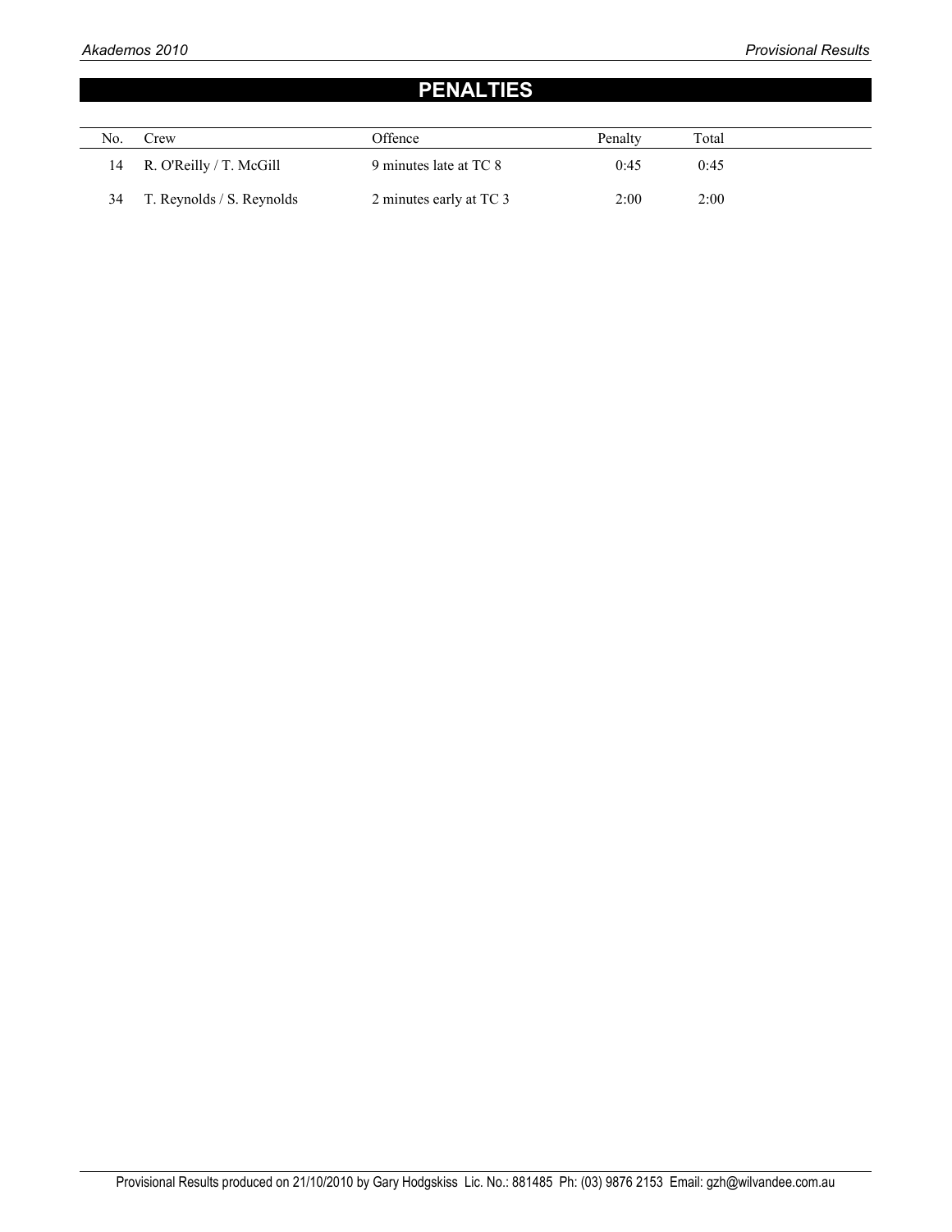# PENALTIES

| No. | Crew | Offence | Penalty | Total |
|---|---|---|---|---|
| 14 | R. O'Reilly / T. McGill | 9 minutes late at TC 8 | 0:45 | 0:45 |
| 34 | T. Reynolds / S. Reynolds | 2 minutes early at TC 3 | 2:00 | 2:00 |

Provisional Results produced on 21/10/2010 by Gary Hodgskiss Lic. No.: 881485 Ph: (03) 9876 2153 Email: gzh@wilvandee.com.au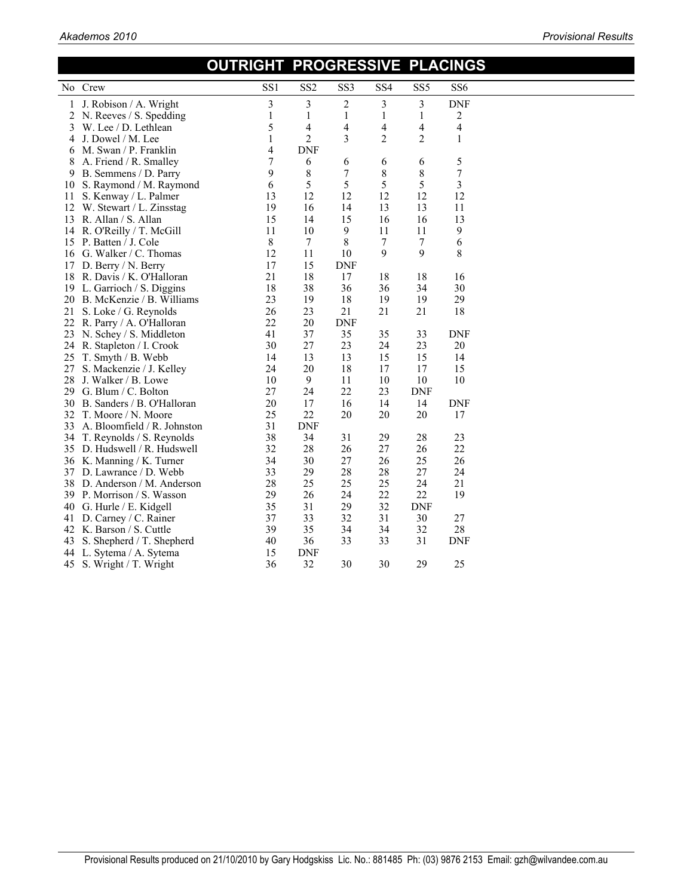# OUTRIGHT PROGRESSIVE PLACINGS

| No | Crew | SS1 | SS2 | SS3 | SS4 | SS5 | SS6 |
|---|---|---|---|---|---|---|---|
| 1 | J. Robison / A. Wright | 3 | 3 | 2 | 3 | 3 | DNF |
| 2 | N. Reeves / S. Spedding | 1 | 1 | 1 | 1 | 1 | 2 |
| 3 | W. Lee / D. Lethlean | 5 | 4 | 4 | 4 | 4 | 4 |
| 4 | J. Dowel / M. Lee | 1 | 2 | 3 | 2 | 2 | 1 |
| 6 | M. Swan / P. Franklin | 4 | DNF | | | | |
| 8 | A. Friend / R. Smalley | 7 | 6 | 6 | 6 | 6 | 5 |
| 9 | B. Semmens / D. Parry | 9 | 8 | 7 | 8 | 8 | 7 |
| 10 | S. Raymond / M. Raymond | 6 | 5 | 5 | 5 | 5 | 3 |
| 11 | S. Kenway / L. Palmer | 13 | 12 | 12 | 12 | 12 | 12 |
| 12 | W. Stewart / L. Zinsstag | 19 | 16 | 14 | 13 | 13 | 11 |
| 13 | R. Allan / S. Allan | 15 | 14 | 15 | 16 | 16 | 13 |
| 14 | R. O'Reilly / T. McGill | 11 | 10 | 9 | 11 | 11 | 9 |
| 15 | P. Batten / J. Cole | 8 | 7 | 8 | 7 | 7 | 6 |
| 16 | G. Walker / C. Thomas | 12 | 11 | 10 | 9 | 9 | 8 |
| 17 | D. Berry / N. Berry | 17 | 15 | DNF | | | |
| 18 | R. Davis / K. O'Halloran | 21 | 18 | 17 | 18 | 18 | 16 |
| 19 | L. Garrioch / S. Diggins | 18 | 38 | 36 | 36 | 34 | 30 |
| 20 | B. McKenzie / B. Williams | 23 | 19 | 18 | 19 | 19 | 29 |
| 21 | S. Loke / G. Reynolds | 26 | 23 | 21 | 21 | 21 | 18 |
| 22 | R. Parry / A. O'Halloran | 22 | 20 | DNF | | | |
| 23 | N. Schey / S. Middleton | 41 | 37 | 35 | 35 | 33 | DNF |
| 24 | R. Stapleton / I. Crook | 30 | 27 | 23 | 24 | 23 | 20 |
| 25 | T. Smyth / B. Webb | 14 | 13 | 13 | 15 | 15 | 14 |
| 27 | S. Mackenzie / J. Kelley | 24 | 20 | 18 | 17 | 17 | 15 |
| 28 | J. Walker / B. Lowe | 10 | 9 | 11 | 10 | 10 | 10 |
| 29 | G. Blum / C. Bolton | 27 | 24 | 22 | 23 | DNF | |
| 30 | B. Sanders / B. O'Halloran | 20 | 17 | 16 | 14 | 14 | DNF |
| 32 | T. Moore / N. Moore | 25 | 22 | 20 | 20 | 20 | 17 |
| 33 | A. Bloomfield / R. Johnston | 31 | DNF | | | | |
| 34 | T. Reynolds / S. Reynolds | 38 | 34 | 31 | 29 | 28 | 23 |
| 35 | D. Hudswell / R. Hudswell | 32 | 28 | 26 | 27 | 26 | 22 |
| 36 | K. Manning / K. Turner | 34 | 30 | 27 | 26 | 25 | 26 |
| 37 | D. Lawrance / D. Webb | 33 | 29 | 28 | 28 | 27 | 24 |
| 38 | D. Anderson / M. Anderson | 28 | 25 | 25 | 25 | 24 | 21 |
| 39 | P. Morrison / S. Wasson | 29 | 26 | 24 | 22 | 22 | 19 |
| 40 | G. Hurle / E. Kidgell | 35 | 31 | 29 | 32 | DNF | |
| 41 | D. Carney / C. Rainer | 37 | 33 | 32 | 31 | 30 | 27 |
| 42 | K. Barson / S. Cuttle | 39 | 35 | 34 | 34 | 32 | 28 |
| 43 | S. Shepherd / T. Shepherd | 40 | 36 | 33 | 33 | 31 | DNF |
| 44 | L. Sytema / A. Sytema | 15 | DNF | | | | |
| 45 | S. Wright / T. Wright | 36 | 32 | 30 | 30 | 29 | 25 |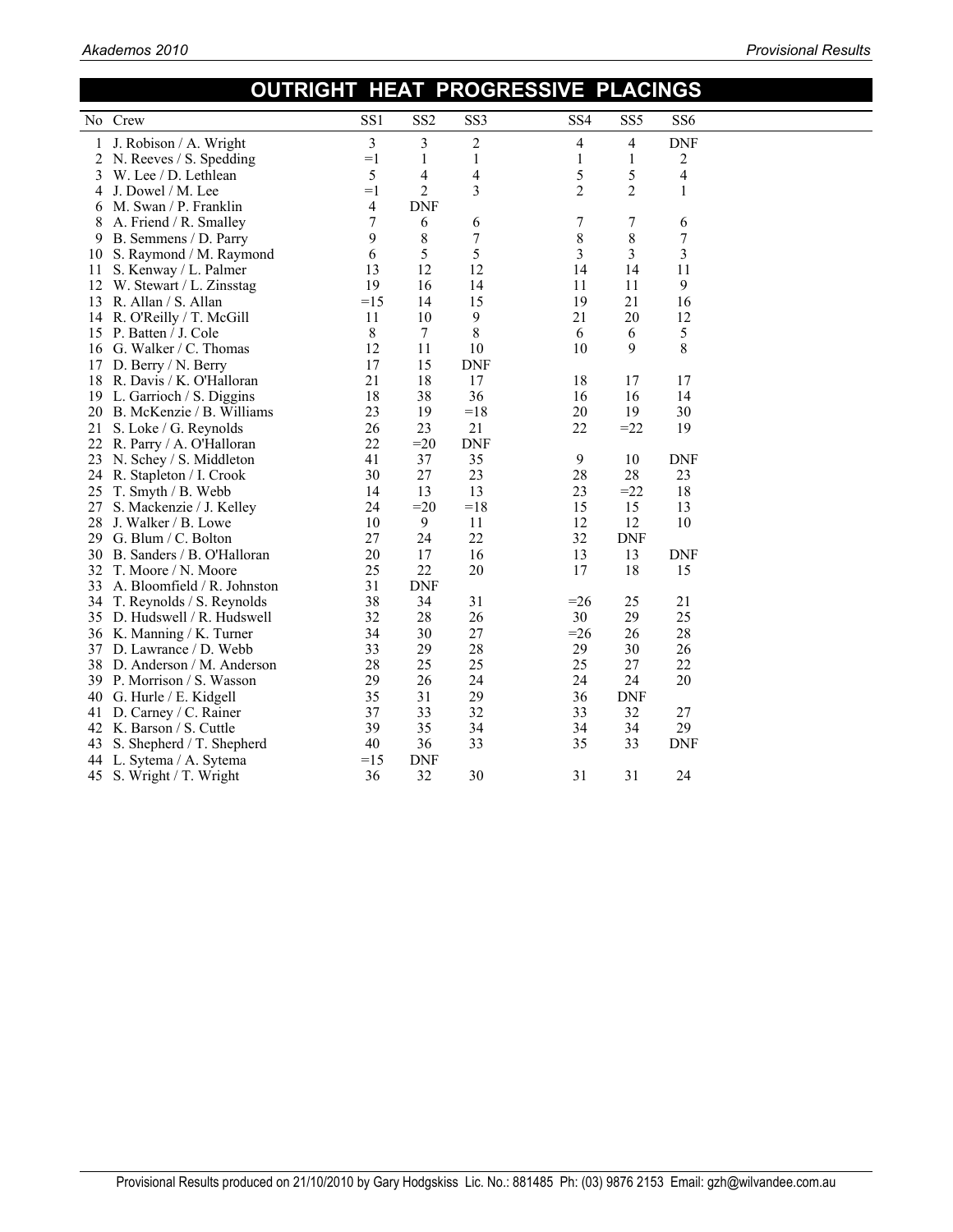# OUTRIGHT HEAT PROGRESSIVE PLACINGS

| No | Crew | SS1 | SS2 | SS3 | SS4 | SS5 | SS6 |
|---|---|---|---|---|---|---|---|
| 1 | J. Robison / A. Wright | 3 | 3 | 2 | 4 | 4 | DNF |
| 2 | N. Reeves / S. Spedding | =1 | 1 | 1 | 1 | 1 | 2 |
| 3 | W. Lee / D. Lethlean | 5 | 4 | 4 | 5 | 5 | 4 |
| 4 | J. Dowel / M. Lee | =1 | 2 | 3 | 2 | 2 | 1 |
| 6 | M. Swan / P. Franklin | 4 | DNF | | | | |
| 8 | A. Friend / R. Smalley | 7 | 6 | 6 | 7 | 7 | 6 |
| 9 | B. Semmens / D. Parry | 9 | 8 | 7 | 8 | 8 | 7 |
| 10 | S. Raymond / M. Raymond | 6 | 5 | 5 | 3 | 3 | 3 |
| 11 | S. Kenway / L. Palmer | 13 | 12 | 12 | 14 | 14 | 11 |
| 12 | W. Stewart / L. Zinsstag | 19 | 16 | 14 | 11 | 11 | 9 |
| 13 | R. Allan / S. Allan | =15 | 14 | 15 | 19 | 21 | 16 |
| 14 | R. O'Reilly / T. McGill | 11 | 10 | 9 | 21 | 20 | 12 |
| 15 | P. Batten / J. Cole | 8 | 7 | 8 | 6 | 6 | 5 |
| 16 | G. Walker / C. Thomas | 12 | 11 | 10 | 10 | 9 | 8 |
| 17 | D. Berry / N. Berry | 17 | 15 | DNF | | | |
| 18 | R. Davis / K. O'Halloran | 21 | 18 | 17 | 18 | 17 | 17 |
| 19 | L. Garrioch / S. Diggins | 18 | 38 | 36 | 16 | 16 | 14 |
| 20 | B. McKenzie / B. Williams | 23 | 19 | =18 | 20 | 19 | 30 |
| 21 | S. Loke / G. Reynolds | 26 | 23 | 21 | 22 | =22 | 19 |
| 22 | R. Parry / A. O'Halloran | 22 | =20 | DNF | | | |
| 23 | N. Schey / S. Middleton | 41 | 37 | 35 | 9 | 10 | DNF |
| 24 | R. Stapleton / I. Crook | 30 | 27 | 23 | 28 | 28 | 23 |
| 25 | T. Smyth / B. Webb | 14 | 13 | 13 | 23 | =22 | 18 |
| 27 | S. Mackenzie / J. Kelley | 24 | =20 | =18 | 15 | 15 | 13 |
| 28 | J. Walker / B. Lowe | 10 | 9 | 11 | 12 | 12 | 10 |
| 29 | G. Blum / C. Bolton | 27 | 24 | 22 | 32 | DNF | |
| 30 | B. Sanders / B. O'Halloran | 20 | 17 | 16 | 13 | 13 | DNF |
| 32 | T. Moore / N. Moore | 25 | 22 | 20 | 17 | 18 | 15 |
| 33 | A. Bloomfield / R. Johnston | 31 | DNF | | | | |
| 34 | T. Reynolds / S. Reynolds | 38 | 34 | 31 | =26 | 25 | 21 |
| 35 | D. Hudswell / R. Hudswell | 32 | 28 | 26 | 30 | 29 | 25 |
| 36 | K. Manning / K. Turner | 34 | 30 | 27 | =26 | 26 | 28 |
| 37 | D. Lawrance / D. Webb | 33 | 29 | 28 | 29 | 30 | 26 |
| 38 | D. Anderson / M. Anderson | 28 | 25 | 25 | 25 | 27 | 22 |
| 39 | P. Morrison / S. Wasson | 29 | 26 | 24 | 24 | 24 | 20 |
| 40 | G. Hurle / E. Kidgell | 35 | 31 | 29 | 36 | DNF | |
| 41 | D. Carney / C. Rainer | 37 | 33 | 32 | 33 | 32 | 27 |
| 42 | K. Barson / S. Cuttle | 39 | 35 | 34 | 34 | 34 | 29 |
| 43 | S. Shepherd / T. Shepherd | 40 | 36 | 33 | 35 | 33 | DNF |
| 44 | L. Sytema / A. Sytema | =15 | DNF | | | | |
| 45 | S. Wright / T. Wright | 36 | 32 | 30 | 31 | 31 | 24 |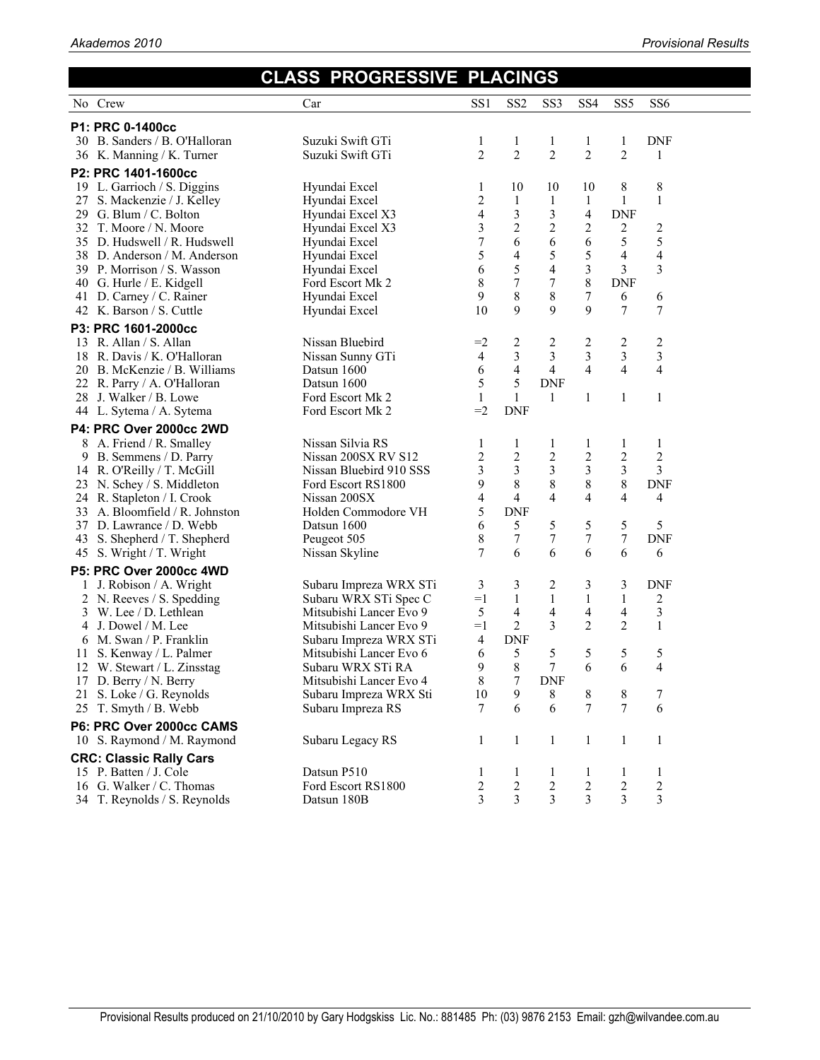## CLASS PROGRESSIVE PLACINGS

| No | Crew | Car | SS1 | SS2 | SS3 | SS4 | SS5 | SS6 |
|---|---|---|---|---|---|---|---|---|
| **P1: PRC 0-1400cc** | | | | | | | | |
| 30 | B. Sanders / B. O'Halloran | Suzuki Swift GTi | 1 | 1 | 1 | 1 | 1 | DNF |
| 36 | K. Manning / K. Turner | Suzuki Swift GTi | 2 | 2 | 2 | 2 | 2 | 1 |
| **P2: PRC 1401-1600cc** | | | | | | | | |
| 19 | L. Garrioch / S. Diggins | Hyundai Excel | 1 | 10 | 10 | 10 | 8 | 8 |
| 27 | S. Mackenzie / J. Kelley | Hyundai Excel | 2 | 1 | 1 | 1 | 1 | 1 |
| 29 | G. Blum / C. Bolton | Hyundai Excel X3 | 4 | 3 | 3 | 4 | DNF | |
| 32 | T. Moore / N. Moore | Hyundai Excel X3 | 3 | 2 | 2 | 2 | 2 | 2 |
| 35 | D. Hudswell / R. Hudswell | Hyundai Excel | 7 | 6 | 6 | 6 | 5 | 5 |
| 38 | D. Anderson / M. Anderson | Hyundai Excel | 5 | 4 | 5 | 5 | 4 | 4 |
| 39 | P. Morrison / S. Wasson | Hyundai Excel | 6 | 5 | 4 | 3 | 3 | 3 |
| 40 | G. Hurle / E. Kidgell | Ford Escort Mk 2 | 8 | 7 | 7 | 8 | DNF | |
| 41 | D. Carney / C. Rainer | Hyundai Excel | 9 | 8 | 8 | 7 | 6 | 6 |
| 42 | K. Barson / S. Cuttle | Hyundai Excel | 10 | 9 | 9 | 9 | 7 | 7 |
| **P3: PRC 1601-2000cc** | | | | | | | | |
| 13 | R. Allan / S. Allan | Nissan Bluebird | =2 | 2 | 2 | 2 | 2 | 2 |
| 18 | R. Davis / K. O'Halloran | Nissan Sunny GTi | 4 | 3 | 3 | 3 | 3 | 3 |
| 20 | B. McKenzie / B. Williams | Datsun 1600 | 6 | 4 | 4 | 4 | 4 | 4 |
| 22 | R. Parry / A. O'Halloran | Datsun 1600 | 5 | 5 | DNF | | | |
| 28 | J. Walker / B. Lowe | Ford Escort Mk 2 | 1 | 1 | 1 | 1 | 1 | 1 |
| 44 | L. Sytema / A. Sytema | Ford Escort Mk 2 | =2 | DNF | | | | |
| **P4: PRC Over 2000cc 2WD** | | | | | | | | |
| 8 | A. Friend / R. Smalley | Nissan Silvia RS | 1 | 1 | 1 | 1 | 1 | 1 |
| 9 | B. Semmens / D. Parry | Nissan 200SX RV S12 | 2 | 2 | 2 | 2 | 2 | 2 |
| 14 | R. O'Reilly / T. McGill | Nissan Bluebird 910 SSS | 3 | 3 | 3 | 3 | 3 | 3 |
| 23 | N. Schey / S. Middleton | Ford Escort RS1800 | 9 | 8 | 8 | 8 | 8 | DNF |
| 24 | R. Stapleton / I. Crook | Nissan 200SX | 4 | 4 | 4 | 4 | 4 | 4 |
| 33 | A. Bloomfield / R. Johnston | Holden Commodore VH | 5 | DNF | | | | |
| 37 | D. Lawrance / D. Webb | Datsun 1600 | 6 | 5 | 5 | 5 | 5 | 5 |
| 43 | S. Shepherd / T. Shepherd | Peugeot 505 | 8 | 7 | 7 | 7 | 7 | DNF |
| 45 | S. Wright / T. Wright | Nissan Skyline | 7 | 6 | 6 | 6 | 6 | 6 |
| **P5: PRC Over 2000cc 4WD** | | | | | | | | |
| 1 | J. Robison / A. Wright | Subaru Impreza WRX STi | 3 | 3 | 2 | 3 | 3 | DNF |
| 2 | N. Reeves / S. Spedding | Subaru WRX STi Spec C | =1 | 1 | 1 | 1 | 1 | 2 |
| 3 | W. Lee / D. Lethlean | Mitsubishi Lancer Evo 9 | 5 | 4 | 4 | 4 | 4 | 3 |
| 4 | J. Dowel / M. Lee | Mitsubishi Lancer Evo 9 | =1 | 2 | 3 | 2 | 2 | 1 |
| 6 | M. Swan / P. Franklin | Subaru Impreza WRX STi | 4 | DNF | | | | |
| 11 | S. Kenway / L. Palmer | Mitsubishi Lancer Evo 6 | 6 | 5 | 5 | 5 | 5 | 5 |
| 12 | W. Stewart / L. Zinsstag | Subaru WRX STi RA | 9 | 8 | 7 | 6 | 6 | 4 |
| 17 | D. Berry / N. Berry | Mitsubishi Lancer Evo 4 | 8 | 7 | DNF | | | |
| 21 | S. Loke / G. Reynolds | Subaru Impreza WRX Sti | 10 | 9 | 8 | 8 | 8 | 7 |
| 25 | T. Smyth / B. Webb | Subaru Impreza RS | 7 | 6 | 6 | 7 | 7 | 6 |
| **P6: PRC Over 2000cc CAMS** | | | | | | | | |
| 10 | S. Raymond / M. Raymond | Subaru Legacy RS | 1 | 1 | 1 | 1 | 1 | 1 |
| **CRC: Classic Rally Cars** | | | | | | | | |
| 15 | P. Batten / J. Cole | Datsun P510 | 1 | 1 | 1 | 1 | 1 | 1 |
| 16 | G. Walker / C. Thomas | Ford Escort RS1800 | 2 | 2 | 2 | 2 | 2 | 2 |
| 34 | T. Reynolds / S. Reynolds | Datsun 180B | 3 | 3 | 3 | 3 | 3 | 3 |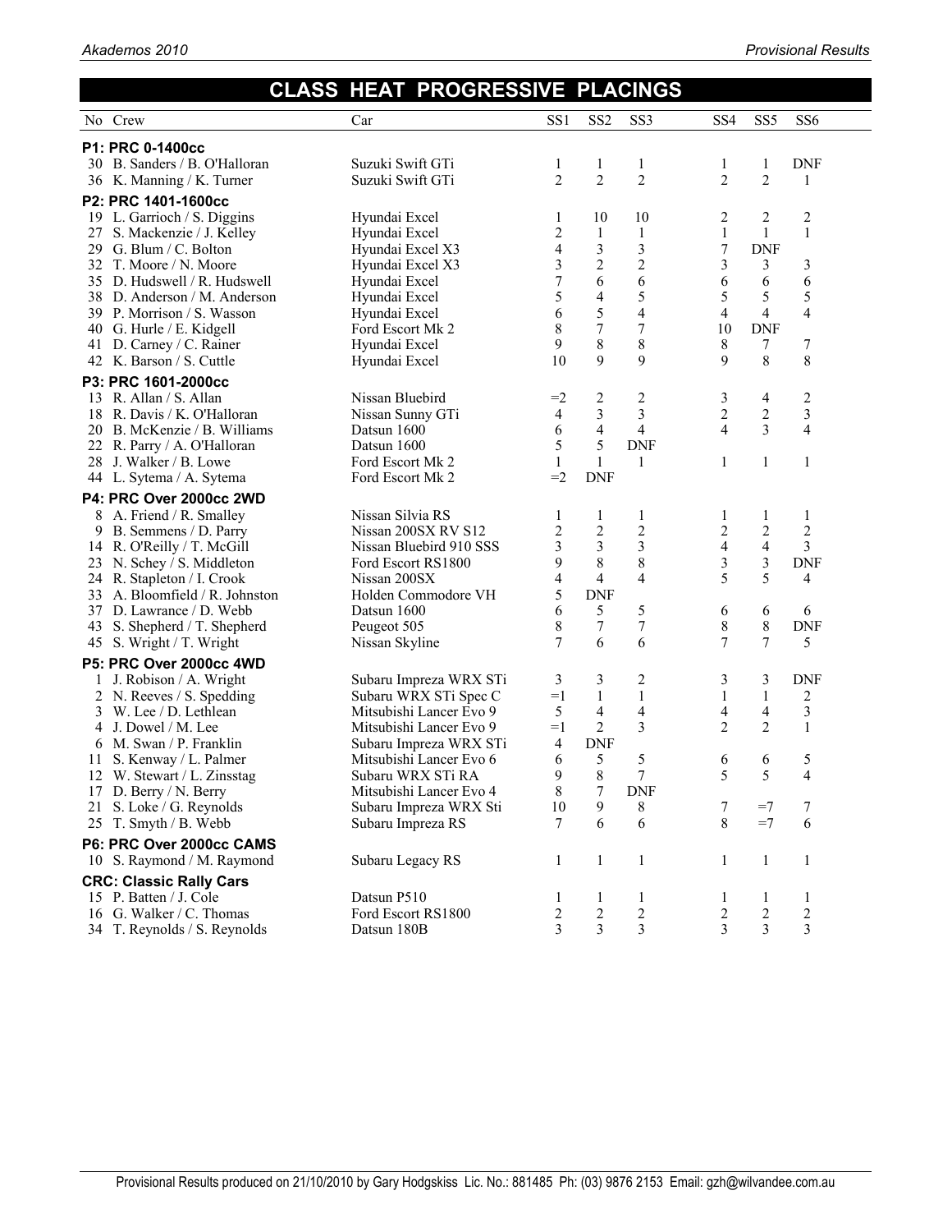## CLASS HEAT PROGRESSIVE PLACINGS

| No | Crew | Car | SS1 | SS2 | SS3 | SS4 | SS5 | SS6 |
|---|---|---|---|---|---|---|---|---|
| **P1: PRC 0-1400cc** | | | | | | | | |
| 30 | B. Sanders / B. O'Halloran | Suzuki Swift GTi | 1 | 1 | 1 | 1 | 1 | DNF |
| 36 | K. Manning / K. Turner | Suzuki Swift GTi | 2 | 2 | 2 | 2 | 2 | 1 |
| **P2: PRC 1401-1600cc** | | | | | | | | |
| 19 | L. Garrioch / S. Diggins | Hyundai Excel | 1 | 10 | 10 | 2 | 2 | 2 |
| 27 | S. Mackenzie / J. Kelley | Hyundai Excel | 2 | 1 | 1 | 1 | 1 | 1 |
| 29 | G. Blum / C. Bolton | Hyundai Excel X3 | 4 | 3 | 3 | 7 | DNF | |
| 32 | T. Moore / N. Moore | Hyundai Excel X3 | 3 | 2 | 2 | 3 | 3 | 3 |
| 35 | D. Hudswell / R. Hudswell | Hyundai Excel | 7 | 6 | 6 | 6 | 6 | 6 |
| 38 | D. Anderson / M. Anderson | Hyundai Excel | 5 | 4 | 5 | 5 | 5 | 5 |
| 39 | P. Morrison / S. Wasson | Hyundai Excel | 6 | 5 | 4 | 4 | 4 | 4 |
| 40 | G. Hurle / E. Kidgell | Ford Escort Mk 2 | 8 | 7 | 7 | 10 | DNF | |
| 41 | D. Carney / C. Rainer | Hyundai Excel | 9 | 8 | 8 | 8 | 7 | 7 |
| 42 | K. Barson / S. Cuttle | Hyundai Excel | 10 | 9 | 9 | 9 | 8 | 8 |
| **P3: PRC 1601-2000cc** | | | | | | | | |
| 13 | R. Allan / S. Allan | Nissan Bluebird | =2 | 2 | 2 | 3 | 4 | 2 |
| 18 | R. Davis / K. O'Halloran | Nissan Sunny GTi | 4 | 3 | 3 | 2 | 2 | 3 |
| 20 | B. McKenzie / B. Williams | Datsun 1600 | 6 | 4 | 4 | 4 | 3 | 4 |
| 22 | R. Parry / A. O'Halloran | Datsun 1600 | 5 | 5 | DNF | | | |
| 28 | J. Walker / B. Lowe | Ford Escort Mk 2 | 1 | 1 | 1 | 1 | 1 | 1 |
| 44 | L. Sytema / A. Sytema | Ford Escort Mk 2 | =2 | DNF | | | | |
| **P4: PRC Over 2000cc 2WD** | | | | | | | | |
| 8 | A. Friend / R. Smalley | Nissan Silvia RS | 1 | 1 | 1 | 1 | 1 | 1 |
| 9 | B. Semmens / D. Parry | Nissan 200SX RV S12 | 2 | 2 | 2 | 2 | 2 | 2 |
| 14 | R. O'Reilly / T. McGill | Nissan Bluebird 910 SSS | 3 | 3 | 3 | 4 | 4 | 3 |
| 23 | N. Schey / S. Middleton | Ford Escort RS1800 | 9 | 8 | 8 | 3 | 3 | DNF |
| 24 | R. Stapleton / I. Crook | Nissan 200SX | 4 | 4 | 4 | 5 | 5 | 4 |
| 33 | A. Bloomfield / R. Johnston | Holden Commodore VH | 5 | DNF | | | | |
| 37 | D. Lawrance / D. Webb | Datsun 1600 | 6 | 5 | 5 | 6 | 6 | 6 |
| 43 | S. Shepherd / T. Shepherd | Peugeot 505 | 8 | 7 | 7 | 8 | 8 | DNF |
| 45 | S. Wright / T. Wright | Nissan Skyline | 7 | 6 | 6 | 7 | 7 | 5 |
| **P5: PRC Over 2000cc 4WD** | | | | | | | | |
| 1 | J. Robison / A. Wright | Subaru Impreza WRX STi | 3 | 3 | 2 | 3 | 3 | DNF |
| 2 | N. Reeves / S. Spedding | Subaru WRX STi Spec C | =1 | 1 | 1 | 1 | 1 | 2 |
| 3 | W. Lee / D. Lethlean | Mitsubishi Lancer Evo 9 | 5 | 4 | 4 | 4 | 4 | 3 |
| 4 | J. Dowel / M. Lee | Mitsubishi Lancer Evo 9 | =1 | 2 | 3 | 2 | 2 | 1 |
| 6 | M. Swan / P. Franklin | Subaru Impreza WRX STi | 4 | DNF | | | | |
| 11 | S. Kenway / L. Palmer | Mitsubishi Lancer Evo 6 | 6 | 5 | 5 | 6 | 6 | 5 |
| 12 | W. Stewart / L. Zinsstag | Subaru WRX STi RA | 9 | 8 | 7 | 5 | 5 | 4 |
| 17 | D. Berry / N. Berry | Mitsubishi Lancer Evo 4 | 8 | 7 | DNF | | | |
| 21 | S. Loke / G. Reynolds | Subaru Impreza WRX Sti | 10 | 9 | 8 | 7 | =7 | 7 |
| 25 | T. Smyth / B. Webb | Subaru Impreza RS | 7 | 6 | 6 | 8 | =7 | 6 |
| **P6: PRC Over 2000cc CAMS** | | | | | | | | |
| 10 | S. Raymond / M. Raymond | Subaru Legacy RS | 1 | 1 | 1 | 1 | 1 | 1 |
| **CRC: Classic Rally Cars** | | | | | | | | |
| 15 | P. Batten / J. Cole | Datsun P510 | 1 | 1 | 1 | 1 | 1 | 1 |
| 16 | G. Walker / C. Thomas | Ford Escort RS1800 | 2 | 2 | 2 | 2 | 2 | 2 |
| 34 | T. Reynolds / S. Reynolds | Datsun 180B | 3 | 3 | 3 | 3 | 3 | 3 |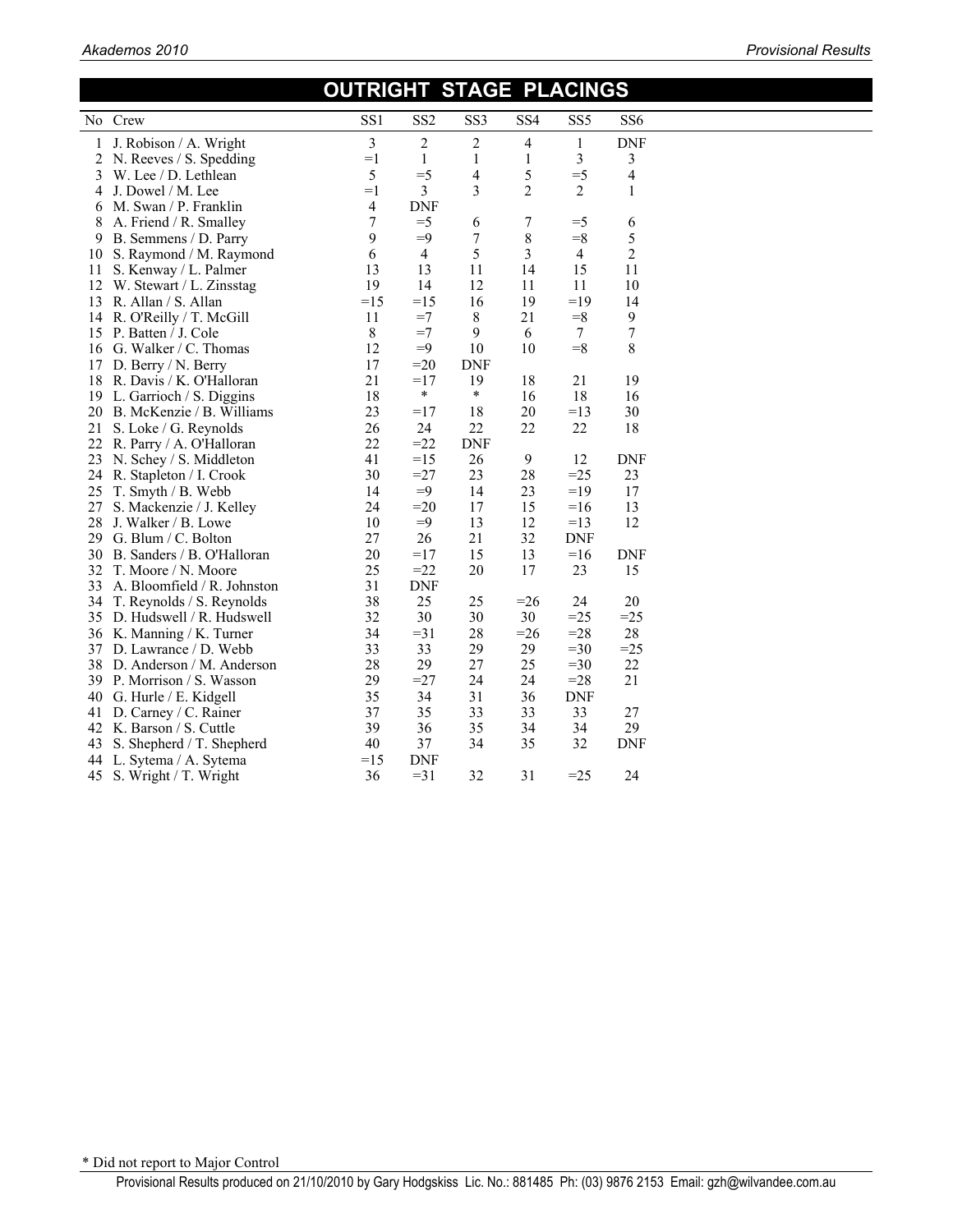# OUTRIGHT STAGE PLACINGS

| No | Crew | SS1 | SS2 | SS3 | SS4 | SS5 | SS6 |
|---|---|---|---|---|---|---|---|
| 1 | J. Robison / A. Wright | 3 | 2 | 2 | 4 | 1 | DNF |
| 2 | N. Reeves / S. Spedding | =1 | 1 | 1 | 1 | 3 | 3 |
| 3 | W. Lee / D. Lethlean | 5 | =5 | 4 | 5 | =5 | 4 |
| 4 | J. Dowel / M. Lee | =1 | 3 | 3 | 2 | 2 | 1 |
| 6 | M. Swan / P. Franklin | 4 | DNF | | | | |
| 8 | A. Friend / R. Smalley | 7 | =5 | 6 | 7 | =5 | 6 |
| 9 | B. Semmens / D. Parry | 9 | =9 | 7 | 8 | =8 | 5 |
| 10 | S. Raymond / M. Raymond | 6 | 4 | 5 | 3 | 4 | 2 |
| 11 | S. Kenway / L. Palmer | 13 | 13 | 11 | 14 | 15 | 11 |
| 12 | W. Stewart / L. Zinsstag | 19 | 14 | 12 | 11 | 11 | 10 |
| 13 | R. Allan / S. Allan | =15 | =15 | 16 | 19 | =19 | 14 |
| 14 | R. O'Reilly / T. McGill | 11 | =7 | 8 | 21 | =8 | 9 |
| 15 | P. Batten / J. Cole | 8 | =7 | 9 | 6 | 7 | 7 |
| 16 | G. Walker / C. Thomas | 12 | =9 | 10 | 10 | =8 | 8 |
| 17 | D. Berry / N. Berry | 17 | =20 | DNF | | | |
| 18 | R. Davis / K. O'Halloran | 21 | =17 | 19 | 18 | 21 | 19 |
| 19 | L. Garrioch / S. Diggins | 18 | * | * | 16 | 18 | 16 |
| 20 | B. McKenzie / B. Williams | 23 | =17 | 18 | 20 | =13 | 30 |
| 21 | S. Loke / G. Reynolds | 26 | 24 | 22 | 22 | 22 | 18 |
| 22 | R. Parry / A. O'Halloran | 22 | =22 | DNF | | | |
| 23 | N. Schey / S. Middleton | 41 | =15 | 26 | 9 | 12 | DNF |
| 24 | R. Stapleton / I. Crook | 30 | =27 | 23 | 28 | =25 | 23 |
| 25 | T. Smyth / B. Webb | 14 | =9 | 14 | 23 | =19 | 17 |
| 27 | S. Mackenzie / J. Kelley | 24 | =20 | 17 | 15 | =16 | 13 |
| 28 | J. Walker / B. Lowe | 10 | =9 | 13 | 12 | =13 | 12 |
| 29 | G. Blum / C. Bolton | 27 | 26 | 21 | 32 | DNF | |
| 30 | B. Sanders / B. O'Halloran | 20 | =17 | 15 | 13 | =16 | DNF |
| 32 | T. Moore / N. Moore | 25 | =22 | 20 | 17 | 23 | 15 |
| 33 | A. Bloomfield / R. Johnston | 31 | DNF | | | | |
| 34 | T. Reynolds / S. Reynolds | 38 | 25 | 25 | =26 | 24 | 20 |
| 35 | D. Hudswell / R. Hudswell | 32 | 30 | 30 | 30 | =25 | =25 |
| 36 | K. Manning / K. Turner | 34 | =31 | 28 | =26 | =28 | 28 |
| 37 | D. Lawrance / D. Webb | 33 | 33 | 29 | 29 | =30 | =25 |
| 38 | D. Anderson / M. Anderson | 28 | 29 | 27 | 25 | =30 | 22 |
| 39 | P. Morrison / S. Wasson | 29 | =27 | 24 | 24 | =28 | 21 |
| 40 | G. Hurle / E. Kidgell | 35 | 34 | 31 | 36 | DNF | |
| 41 | D. Carney / C. Rainer | 37 | 35 | 33 | 33 | 33 | 27 |
| 42 | K. Barson / S. Cuttle | 39 | 36 | 35 | 34 | 34 | 29 |
| 43 | S. Shepherd / T. Shepherd | 40 | 37 | 34 | 35 | 32 | DNF |
| 44 | L. Sytema / A. Sytema | =15 | DNF | | | | |
| 45 | S. Wright / T. Wright | 36 | =31 | 32 | 31 | =25 | 24 |

\* Did not report to Major Control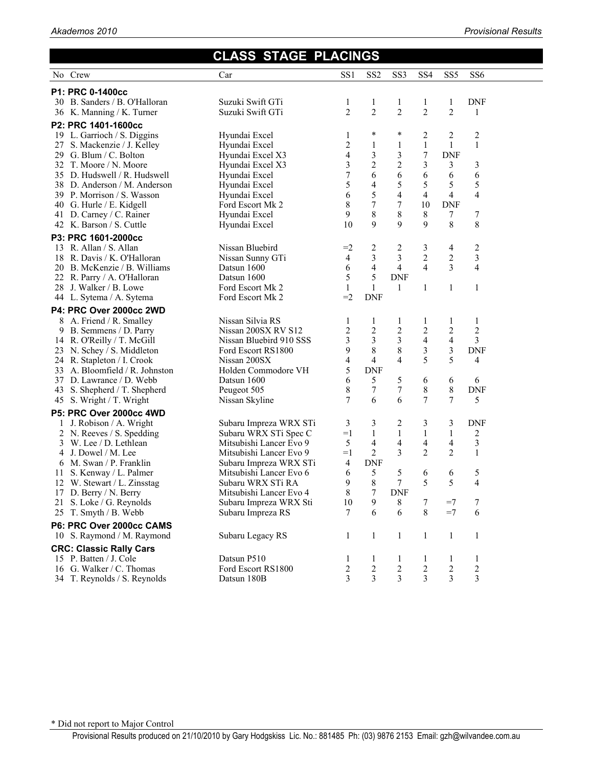## CLASS STAGE PLACINGS

| No | Crew | Car | SS1 | SS2 | SS3 | SS4 | SS5 | SS6 |
|---|---|---|---|---|---|---|---|---|
| **P1: PRC 0-1400cc** | | | | | | | | |
| 30 | B. Sanders / B. O'Halloran | Suzuki Swift GTi | 1 | 1 | 1 | 1 | 1 | DNF |
| 36 | K. Manning / K. Turner | Suzuki Swift GTi | 2 | 2 | 2 | 2 | 2 | 1 |
| **P2: PRC 1401-1600cc** | | | | | | | | |
| 19 | L. Garrioch / S. Diggins | Hyundai Excel | 1 | * | * | 2 | 2 | 2 |
| 27 | S. Mackenzie / J. Kelley | Hyundai Excel | 2 | 1 | 1 | 1 | 1 | 1 |
| 29 | G. Blum / C. Bolton | Hyundai Excel X3 | 4 | 3 | 3 | 7 | DNF | |
| 32 | T. Moore / N. Moore | Hyundai Excel X3 | 3 | 2 | 2 | 3 | 3 | 3 |
| 35 | D. Hudswell / R. Hudswell | Hyundai Excel | 7 | 6 | 6 | 6 | 6 | 6 |
| 38 | D. Anderson / M. Anderson | Hyundai Excel | 5 | 4 | 5 | 5 | 5 | 5 |
| 39 | P. Morrison / S. Wasson | Hyundai Excel | 6 | 5 | 4 | 4 | 4 | 4 |
| 40 | G. Hurle / E. Kidgell | Ford Escort Mk 2 | 8 | 7 | 7 | 10 | DNF | |
| 41 | D. Carney / C. Rainer | Hyundai Excel | 9 | 8 | 8 | 8 | 7 | 7 |
| 42 | K. Barson / S. Cuttle | Hyundai Excel | 10 | 9 | 9 | 9 | 8 | 8 |
| **P3: PRC 1601-2000cc** | | | | | | | | |
| 13 | R. Allan / S. Allan | Nissan Bluebird | =2 | 2 | 2 | 3 | 4 | 2 |
| 18 | R. Davis / K. O'Halloran | Nissan Sunny GTi | 4 | 3 | 3 | 2 | 2 | 3 |
| 20 | B. McKenzie / B. Williams | Datsun 1600 | 6 | 4 | 4 | 4 | 3 | 4 |
| 22 | R. Parry / A. O'Halloran | Datsun 1600 | 5 | 5 | DNF | | | |
| 28 | J. Walker / B. Lowe | Ford Escort Mk 2 | 1 | 1 | 1 | 1 | 1 | 1 |
| 44 | L. Sytema / A. Sytema | Ford Escort Mk 2 | =2 | DNF | | | | |
| **P4: PRC Over 2000cc 2WD** | | | | | | | | |
| 8 | A. Friend / R. Smalley | Nissan Silvia RS | 1 | 1 | 1 | 1 | 1 | 1 |
| 9 | B. Semmens / D. Parry | Nissan 200SX RV S12 | 2 | 2 | 2 | 2 | 2 | 2 |
| 14 | R. O'Reilly / T. McGill | Nissan Bluebird 910 SSS | 3 | 3 | 3 | 4 | 4 | 3 |
| 23 | N. Schey / S. Middleton | Ford Escort RS1800 | 9 | 8 | 8 | 3 | 3 | DNF |
| 24 | R. Stapleton / I. Crook | Nissan 200SX | 4 | 4 | 4 | 5 | 5 | 4 |
| 33 | A. Bloomfield / R. Johnston | Holden Commodore VH | 5 | DNF | | | | |
| 37 | D. Lawrance / D. Webb | Datsun 1600 | 6 | 5 | 5 | 6 | 6 | 6 |
| 43 | S. Shepherd / T. Shepherd | Peugeot 505 | 8 | 7 | 7 | 8 | 8 | DNF |
| 45 | S. Wright / T. Wright | Nissan Skyline | 7 | 6 | 6 | 7 | 7 | 5 |
| **P5: PRC Over 2000cc 4WD** | | | | | | | | |
| 1 | J. Robison / A. Wright | Subaru Impreza WRX STi | 3 | 3 | 2 | 3 | 3 | DNF |
| 2 | N. Reeves / S. Spedding | Subaru WRX STi Spec C | =1 | 1 | 1 | 1 | 1 | 2 |
| 3 | W. Lee / D. Lethlean | Mitsubishi Lancer Evo 9 | 5 | 4 | 4 | 4 | 4 | 3 |
| 4 | J. Dowel / M. Lee | Mitsubishi Lancer Evo 9 | =1 | 2 | 3 | 2 | 2 | 1 |
| 6 | M. Swan / P. Franklin | Subaru Impreza WRX STi | 4 | DNF | | | | |
| 11 | S. Kenway / L. Palmer | Mitsubishi Lancer Evo 6 | 6 | 5 | 5 | 6 | 6 | 5 |
| 12 | W. Stewart / L. Zinsstag | Subaru WRX STi RA | 9 | 8 | 7 | 5 | 5 | 4 |
| 17 | D. Berry / N. Berry | Mitsubishi Lancer Evo 4 | 8 | 7 | DNF | | | |
| 21 | S. Loke / G. Reynolds | Subaru Impreza WRX Sti | 10 | 9 | 8 | 7 | =7 | 7 |
| 25 | T. Smyth / B. Webb | Subaru Impreza RS | 7 | 6 | 6 | 8 | =7 | 6 |
| **P6: PRC Over 2000cc CAMS** | | | | | | | | |
| 10 | S. Raymond / M. Raymond | Subaru Legacy RS | 1 | 1 | 1 | 1 | 1 | 1 |
| **CRC: Classic Rally Cars** | | | | | | | | |
| 15 | P. Batten / J. Cole | Datsun P510 | 1 | 1 | 1 | 1 | 1 | 1 |
| 16 | G. Walker / C. Thomas | Ford Escort RS1800 | 2 | 2 | 2 | 2 | 2 | 2 |
| 34 | T. Reynolds / S. Reynolds | Datsun 180B | 3 | 3 | 3 | 3 | 3 | 3 |

\* Did not report to Major Control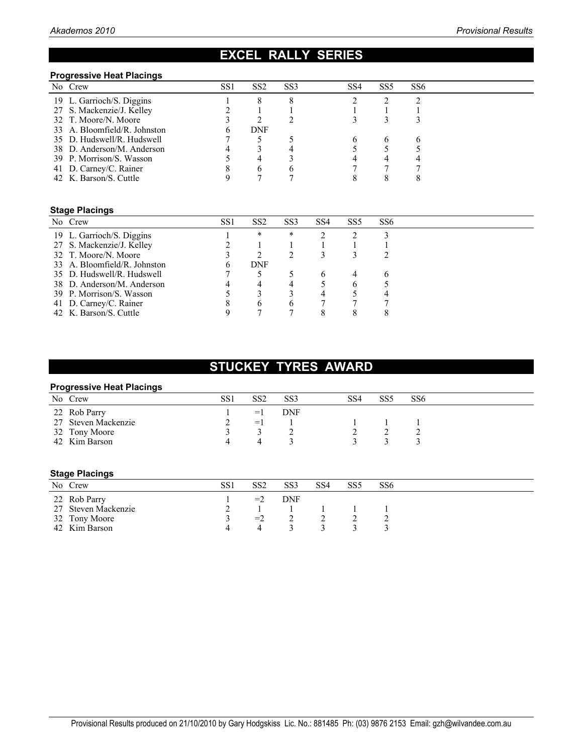# EXCEL RALLY SERIES

### Progressive Heat Placings

| No | Crew | SS1 | SS2 | SS3 | SS4 | SS5 | SS6 |
|---|---|---|---|---|---|---|---|
| 19 | L. Garrioch/S. Diggins | 1 | 8 | 8 | 2 | 2 | 2 |
| 27 | S. Mackenzie/J. Kelley | 2 | 1 | 1 | 1 | 1 | 1 |
| 32 | T. Moore/N. Moore | 3 | 2 | 2 | 3 | 3 | 3 |
| 33 | A. Bloomfield/R. Johnston | 6 | DNF | | | | |
| 35 | D. Hudswell/R. Hudswell | 7 | 5 | 5 | 6 | 6 | 6 |
| 38 | D. Anderson/M. Anderson | 4 | 3 | 4 | 5 | 5 | 5 |
| 39 | P. Morrison/S. Wasson | 5 | 4 | 3 | 4 | 4 | 4 |
| 41 | D. Carney/C. Rainer | 8 | 6 | 6 | 7 | 7 | 7 |
| 42 | K. Barson/S. Cuttle | 9 | 7 | 7 | 8 | 8 | 8 |

### Stage Placings

| No | Crew | SS1 | SS2 | SS3 | SS4 | SS5 | SS6 |
|---|---|---|---|---|---|---|---|
| 19 | L. Garrioch/S. Diggins | 1 | * | * | 2 | 2 | 3 |
| 27 | S. Mackenzie/J. Kelley | 2 | 1 | 1 | 1 | 1 | 1 |
| 32 | T. Moore/N. Moore | 3 | 2 | 2 | 3 | 3 | 2 |
| 33 | A. Bloomfield/R. Johnston | 6 | DNF | | | | |
| 35 | D. Hudswell/R. Hudswell | 7 | 5 | 5 | 6 | 4 | 6 |
| 38 | D. Anderson/M. Anderson | 4 | 4 | 4 | 5 | 6 | 5 |
| 39 | P. Morrison/S. Wasson | 5 | 3 | 3 | 4 | 5 | 4 |
| 41 | D. Carney/C. Rainer | 8 | 6 | 6 | 7 | 7 | 7 |
| 42 | K. Barson/S. Cuttle | 9 | 7 | 7 | 8 | 8 | 8 |

# STUCKEY TYRES AWARD

### Progressive Heat Placings

| No | Crew | SS1 | SS2 | SS3 | SS4 | SS5 | SS6 |
|---|---|---|---|---|---|---|---|
| 22 | Rob Parry | 1 | =1 | DNF | | | |
| 27 | Steven Mackenzie | 2 | =1 | 1 | 1 | 1 | 1 |
| 32 | Tony Moore | 3 | 3 | 2 | 2 | 2 | 2 |
| 42 | Kim Barson | 4 | 4 | 3 | 3 | 3 | 3 |

### Stage Placings

| No | Crew | SS1 | SS2 | SS3 | SS4 | SS5 | SS6 |
|---|---|---|---|---|---|---|---|
| 22 | Rob Parry | 1 | =2 | DNF | | | |
| 27 | Steven Mackenzie | 2 | 1 | 1 | 1 | 1 | 1 |
| 32 | Tony Moore | 3 | =2 | 2 | 2 | 2 | 2 |
| 42 | Kim Barson | 4 | 4 | 3 | 3 | 3 | 3 |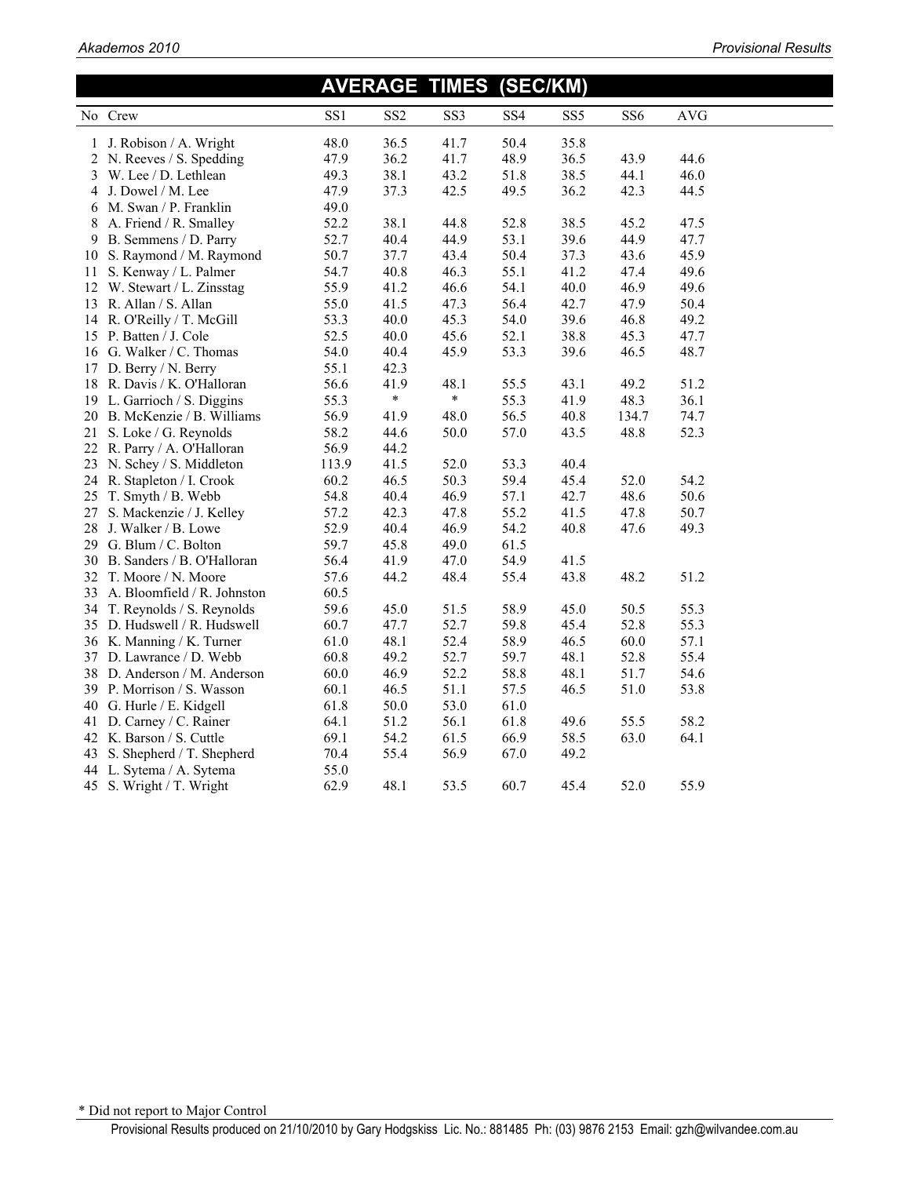# AVERAGE TIMES (SEC/KM)

| No | Crew | SS1 | SS2 | SS3 | SS4 | SS5 | SS6 | AVG |
|---|---|---|---|---|---|---|---|---|
| 1 | J. Robison / A. Wright | 48.0 | 36.5 | 41.7 | 50.4 | 35.8 | | |
| 2 | N. Reeves / S. Spedding | 47.9 | 36.2 | 41.7 | 48.9 | 36.5 | 43.9 | 44.6 |
| 3 | W. Lee / D. Lethlean | 49.3 | 38.1 | 43.2 | 51.8 | 38.5 | 44.1 | 46.0 |
| 4 | J. Dowel / M. Lee | 47.9 | 37.3 | 42.5 | 49.5 | 36.2 | 42.3 | 44.5 |
| 6 | M. Swan / P. Franklin | 49.0 | | | | | | |
| 8 | A. Friend / R. Smalley | 52.2 | 38.1 | 44.8 | 52.8 | 38.5 | 45.2 | 47.5 |
| 9 | B. Semmens / D. Parry | 52.7 | 40.4 | 44.9 | 53.1 | 39.6 | 44.9 | 47.7 |
| 10 | S. Raymond / M. Raymond | 50.7 | 37.7 | 43.4 | 50.4 | 37.3 | 43.6 | 45.9 |
| 11 | S. Kenway / L. Palmer | 54.7 | 40.8 | 46.3 | 55.1 | 41.2 | 47.4 | 49.6 |
| 12 | W. Stewart / L. Zinsstag | 55.9 | 41.2 | 46.6 | 54.1 | 40.0 | 46.9 | 49.6 |
| 13 | R. Allan / S. Allan | 55.0 | 41.5 | 47.3 | 56.4 | 42.7 | 47.9 | 50.4 |
| 14 | R. O'Reilly / T. McGill | 53.3 | 40.0 | 45.3 | 54.0 | 39.6 | 46.8 | 49.2 |
| 15 | P. Batten / J. Cole | 52.5 | 40.0 | 45.6 | 52.1 | 38.8 | 45.3 | 47.7 |
| 16 | G. Walker / C. Thomas | 54.0 | 40.4 | 45.9 | 53.3 | 39.6 | 46.5 | 48.7 |
| 17 | D. Berry / N. Berry | 55.1 | 42.3 | | | | | |
| 18 | R. Davis / K. O'Halloran | 56.6 | 41.9 | 48.1 | 55.5 | 43.1 | 49.2 | 51.2 |
| 19 | L. Garrioch / S. Diggins | 55.3 | * | * | 55.3 | 41.9 | 48.3 | 36.1 |
| 20 | B. McKenzie / B. Williams | 56.9 | 41.9 | 48.0 | 56.5 | 40.8 | 134.7 | 74.7 |
| 21 | S. Loke / G. Reynolds | 58.2 | 44.6 | 50.0 | 57.0 | 43.5 | 48.8 | 52.3 |
| 22 | R. Parry / A. O'Halloran | 56.9 | 44.2 | | | | | |
| 23 | N. Schey / S. Middleton | 113.9 | 41.5 | 52.0 | 53.3 | 40.4 | | |
| 24 | R. Stapleton / I. Crook | 60.2 | 46.5 | 50.3 | 59.4 | 45.4 | 52.0 | 54.2 |
| 25 | T. Smyth / B. Webb | 54.8 | 40.4 | 46.9 | 57.1 | 42.7 | 48.6 | 50.6 |
| 27 | S. Mackenzie / J. Kelley | 57.2 | 42.3 | 47.8 | 55.2 | 41.5 | 47.8 | 50.7 |
| 28 | J. Walker / B. Lowe | 52.9 | 40.4 | 46.9 | 54.2 | 40.8 | 47.6 | 49.3 |
| 29 | G. Blum / C. Bolton | 59.7 | 45.8 | 49.0 | 61.5 | | | |
| 30 | B. Sanders / B. O'Halloran | 56.4 | 41.9 | 47.0 | 54.9 | 41.5 | | |
| 32 | T. Moore / N. Moore | 57.6 | 44.2 | 48.4 | 55.4 | 43.8 | 48.2 | 51.2 |
| 33 | A. Bloomfield / R. Johnston | 60.5 | | | | | | |
| 34 | T. Reynolds / S. Reynolds | 59.6 | 45.0 | 51.5 | 58.9 | 45.0 | 50.5 | 55.3 |
| 35 | D. Hudswell / R. Hudswell | 60.7 | 47.7 | 52.7 | 59.8 | 45.4 | 52.8 | 55.3 |
| 36 | K. Manning / K. Turner | 61.0 | 48.1 | 52.4 | 58.9 | 46.5 | 60.0 | 57.1 |
| 37 | D. Lawrance / D. Webb | 60.8 | 49.2 | 52.7 | 59.7 | 48.1 | 52.8 | 55.4 |
| 38 | D. Anderson / M. Anderson | 60.0 | 46.9 | 52.2 | 58.8 | 48.1 | 51.7 | 54.6 |
| 39 | P. Morrison / S. Wasson | 60.1 | 46.5 | 51.1 | 57.5 | 46.5 | 51.0 | 53.8 |
| 40 | G. Hurle / E. Kidgell | 61.8 | 50.0 | 53.0 | 61.0 | | | |
| 41 | D. Carney / C. Rainer | 64.1 | 51.2 | 56.1 | 61.8 | 49.6 | 55.5 | 58.2 |
| 42 | K. Barson / S. Cuttle | 69.1 | 54.2 | 61.5 | 66.9 | 58.5 | 63.0 | 64.1 |
| 43 | S. Shepherd / T. Shepherd | 70.4 | 55.4 | 56.9 | 67.0 | 49.2 | | |
| 44 | L. Sytema / A. Sytema | 55.0 | | | | | | |
| 45 | S. Wright / T. Wright | 62.9 | 48.1 | 53.5 | 60.7 | 45.4 | 52.0 | 55.9 |

\* Did not report to Major Control

Provisional Results produced on 21/10/2010 by Gary Hodgskiss Lic. No.: 881485 Ph: (03) 9876 2153 Email: gzh@wilvandee.com.au